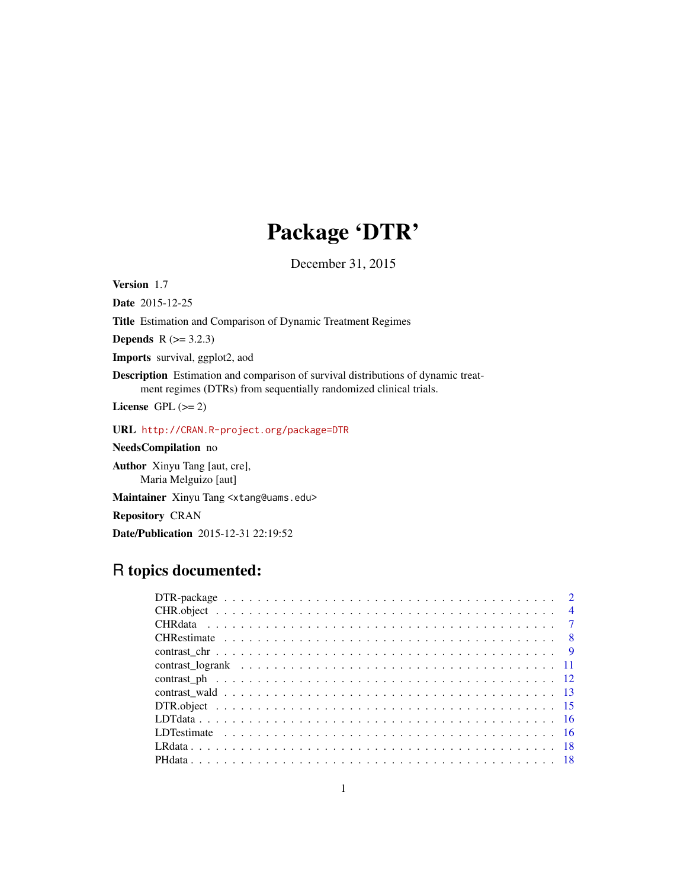# Package 'DTR'

December 31, 2015

**Version** 1.7

**Date** 2015-12-25

**Title** Estimation and Comparison of Dynamic Treatment Regimes

**Depends** R (>= 3.2.3)

**Imports** survival, ggplot2, aod

**Description** Estimation and comparison of survival distributions of dynamic treatment regimes (DTRs) from sequentially randomized clinical trials.

**License** GPL (>= 2)

**URL** http://CRAN.R-project.org/package=DTR

**NeedsCompilation** no

**Author** Xinyu Tang [aut, cre],
Maria Melguizo [aut]

**Maintainer** Xinyu Tang <xtang@uams.edu>

**Repository** CRAN

**Date/Publication** 2015-12-31 22:19:52

## R topics documented:

- DTR-package . . . . . . . . . . . . . . . . . . . . . . . . . . . . . . . . . . . . . 2
- CHR.object . . . . . . . . . . . . . . . . . . . . . . . . . . . . . . . . . . . . . 4
- CHRdata . . . . . . . . . . . . . . . . . . . . . . . . . . . . . . . . . . . . . 7
- CHRestimate . . . . . . . . . . . . . . . . . . . . . . . . . . . . . . . . . . . . . 8
- contrast_chr . . . . . . . . . . . . . . . . . . . . . . . . . . . . . . . . . . . . . 9
- contrast_logrank . . . . . . . . . . . . . . . . . . . . . . . . . . . . . . . . . . . . . 11
- contrast_ph . . . . . . . . . . . . . . . . . . . . . . . . . . . . . . . . . . . . . 12
- contrast_wald . . . . . . . . . . . . . . . . . . . . . . . . . . . . . . . . . . . . . 13
- DTR.object . . . . . . . . . . . . . . . . . . . . . . . . . . . . . . . . . . . . . 15
- LDTdata . . . . . . . . . . . . . . . . . . . . . . . . . . . . . . . . . . . . . 16
- LDTestimate . . . . . . . . . . . . . . . . . . . . . . . . . . . . . . . . . . . . . 16
- LRdata . . . . . . . . . . . . . . . . . . . . . . . . . . . . . . . . . . . . . 18
- PHdata . . . . . . . . . . . . . . . . . . . . . . . . . . . . . . . . . . . . . 18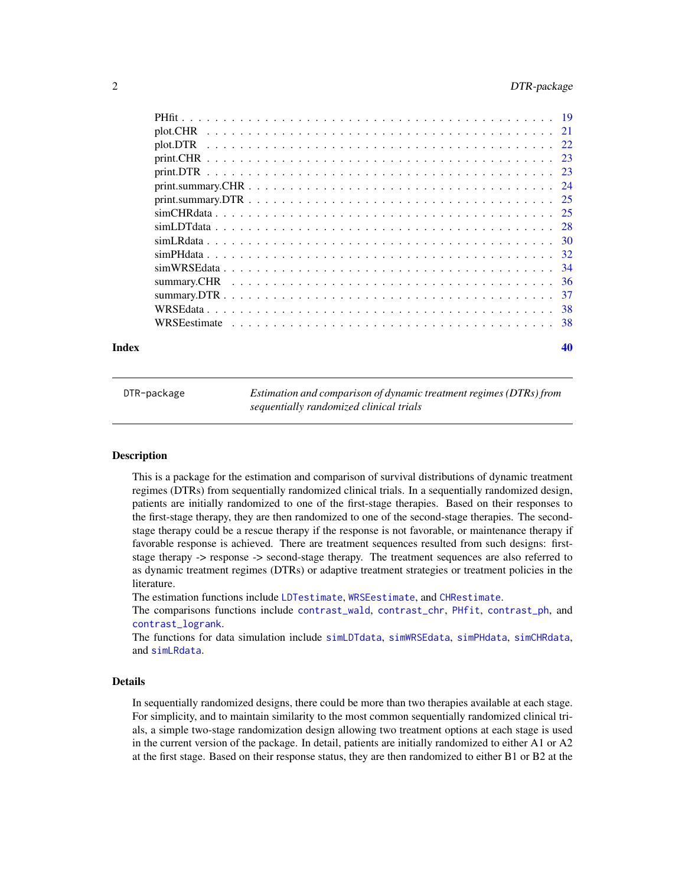PHfit . . . . . . . . . . . . . . . . . . . . . . . . . . . . . . . . . . . . . . . . . 19
plot.CHR . . . . . . . . . . . . . . . . . . . . . . . . . . . . . . . . . . . . . . . . 21
plot.DTR . . . . . . . . . . . . . . . . . . . . . . . . . . . . . . . . . . . . . . . . 22
print.CHR . . . . . . . . . . . . . . . . . . . . . . . . . . . . . . . . . . . . . . . . 23
print.DTR . . . . . . . . . . . . . . . . . . . . . . . . . . . . . . . . . . . . . . . . 23
print.summary.CHR . . . . . . . . . . . . . . . . . . . . . . . . . . . . . . . . . . . 24
print.summary.DTR . . . . . . . . . . . . . . . . . . . . . . . . . . . . . . . . . . . 25
simCHRdata . . . . . . . . . . . . . . . . . . . . . . . . . . . . . . . . . . . . . . . 25
simLDTdata . . . . . . . . . . . . . . . . . . . . . . . . . . . . . . . . . . . . . . . 28
simLRdata . . . . . . . . . . . . . . . . . . . . . . . . . . . . . . . . . . . . . . . . 30
simPHdata . . . . . . . . . . . . . . . . . . . . . . . . . . . . . . . . . . . . . . . . 32
simWRSEdata . . . . . . . . . . . . . . . . . . . . . . . . . . . . . . . . . . . . . . 34
summary.CHR . . . . . . . . . . . . . . . . . . . . . . . . . . . . . . . . . . . . . . 36
summary.DTR . . . . . . . . . . . . . . . . . . . . . . . . . . . . . . . . . . . . . . 37
WRSEdata . . . . . . . . . . . . . . . . . . . . . . . . . . . . . . . . . . . . . . . . 38
WRSEestimate . . . . . . . . . . . . . . . . . . . . . . . . . . . . . . . . . . . . . . 38

**Index** 40

---

`DTR-package` *Estimation and comparison of dynamic treatment regimes (DTRs) from sequentially randomized clinical trials*

---

## Description

This is a package for the estimation and comparison of survival distributions of dynamic treatment regimes (DTRs) from sequentially randomized clinical trials. In a sequentially randomized design, patients are initially randomized to one of the first-stage therapies. Based on their responses to the first-stage therapy, they are then randomized to one of the second-stage therapies. The second-stage therapy could be a rescue therapy if the response is not favorable, or maintenance therapy if favorable response is achieved. There are treatment sequences resulted from such designs: first-stage therapy -> response -> second-stage therapy. The treatment sequences are also referred to as dynamic treatment regimes (DTRs) or adaptive treatment strategies or treatment policies in the literature.

The estimation functions include `LDTestimate`, `WRSEestimate`, and `CHRestimate`.

The comparisons functions include `contrast_wald`, `contrast_chr`, `PHfit`, `contrast_ph`, and `contrast_logrank`.

The functions for data simulation include `simLDTdata`, `simWRSEdata`, `simPHdata`, `simCHRdata`, and `simLRdata`.

## Details

In sequentially randomized designs, there could be more than two therapies available at each stage. For simplicity, and to maintain similarity to the most common sequentially randomized clinical trials, a simple two-stage randomization design allowing two treatment options at each stage is used in the current version of the package. In detail, patients are initially randomized to either A1 or A2 at the first stage. Based on their response status, they are then randomized to either B1 or B2 at the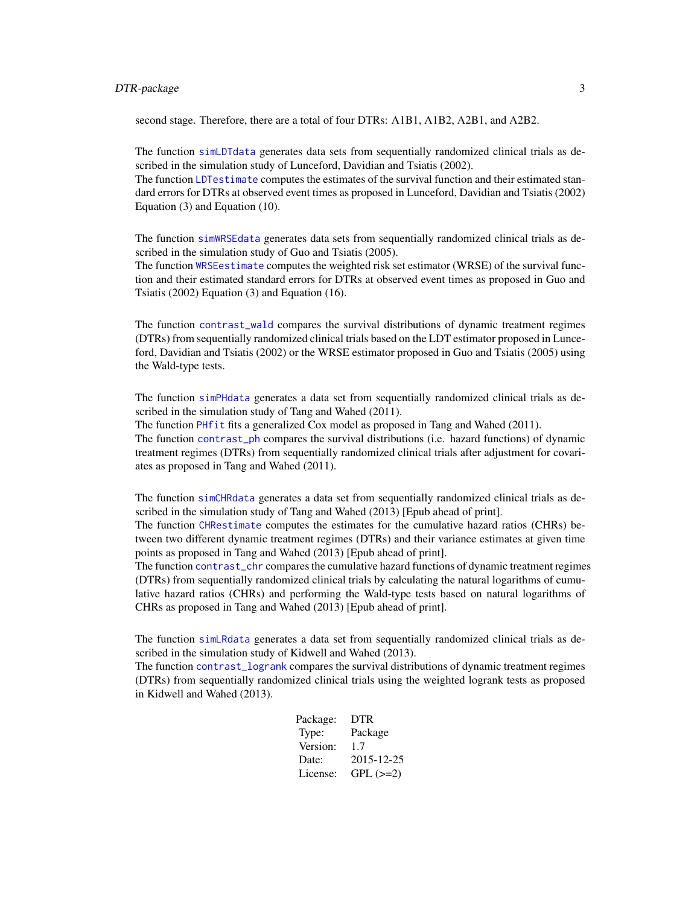second stage. Therefore, there are a total of four DTRs: A1B1, A1B2, A2B1, and A2B2.

The function simLDTdata generates data sets from sequentially randomized clinical trials as described in the simulation study of Lunceford, Davidian and Tsiatis (2002).
The function LDTestimate computes the estimates of the survival function and their estimated standard errors for DTRs at observed event times as proposed in Lunceford, Davidian and Tsiatis (2002) Equation (3) and Equation (10).

The function simWRSEdata generates data sets from sequentially randomized clinical trials as described in the simulation study of Guo and Tsiatis (2005).
The function WRSEestimate computes the weighted risk set estimator (WRSE) of the survival function and their estimated standard errors for DTRs at observed event times as proposed in Guo and Tsiatis (2002) Equation (3) and Equation (16).

The function contrast_wald compares the survival distributions of dynamic treatment regimes (DTRs) from sequentially randomized clinical trials based on the LDT estimator proposed in Lunceford, Davidian and Tsiatis (2002) or the WRSE estimator proposed in Guo and Tsiatis (2005) using the Wald-type tests.

The function simPHdata generates a data set from sequentially randomized clinical trials as described in the simulation study of Tang and Wahed (2011).
The function PHfit fits a generalized Cox model as proposed in Tang and Wahed (2011).
The function contrast_ph compares the survival distributions (i.e. hazard functions) of dynamic treatment regimes (DTRs) from sequentially randomized clinical trials after adjustment for covariates as proposed in Tang and Wahed (2011).

The function simCHRdata generates a data set from sequentially randomized clinical trials as described in the simulation study of Tang and Wahed (2013) [Epub ahead of print].
The function CHRestimate computes the estimates for the cumulative hazard ratios (CHRs) between two different dynamic treatment regimes (DTRs) and their variance estimates at given time points as proposed in Tang and Wahed (2013) [Epub ahead of print].
The function contrast_chr compares the cumulative hazard functions of dynamic treatment regimes (DTRs) from sequentially randomized clinical trials by calculating the natural logarithms of cumulative hazard ratios (CHRs) and performing the Wald-type tests based on natural logarithms of CHRs as proposed in Tang and Wahed (2013) [Epub ahead of print].

The function simLRdata generates a data set from sequentially randomized clinical trials as described in the simulation study of Kidwell and Wahed (2013).
The function contrast_logrank compares the survival distributions of dynamic treatment regimes (DTRs) from sequentially randomized clinical trials using the weighted logrank tests as proposed in Kidwell and Wahed (2013).

| | |
|---|---|
| Package: | DTR |
| Type: | Package |
| Version: | 1.7 |
| Date: | 2015-12-25 |
| License: | GPL (>=2) |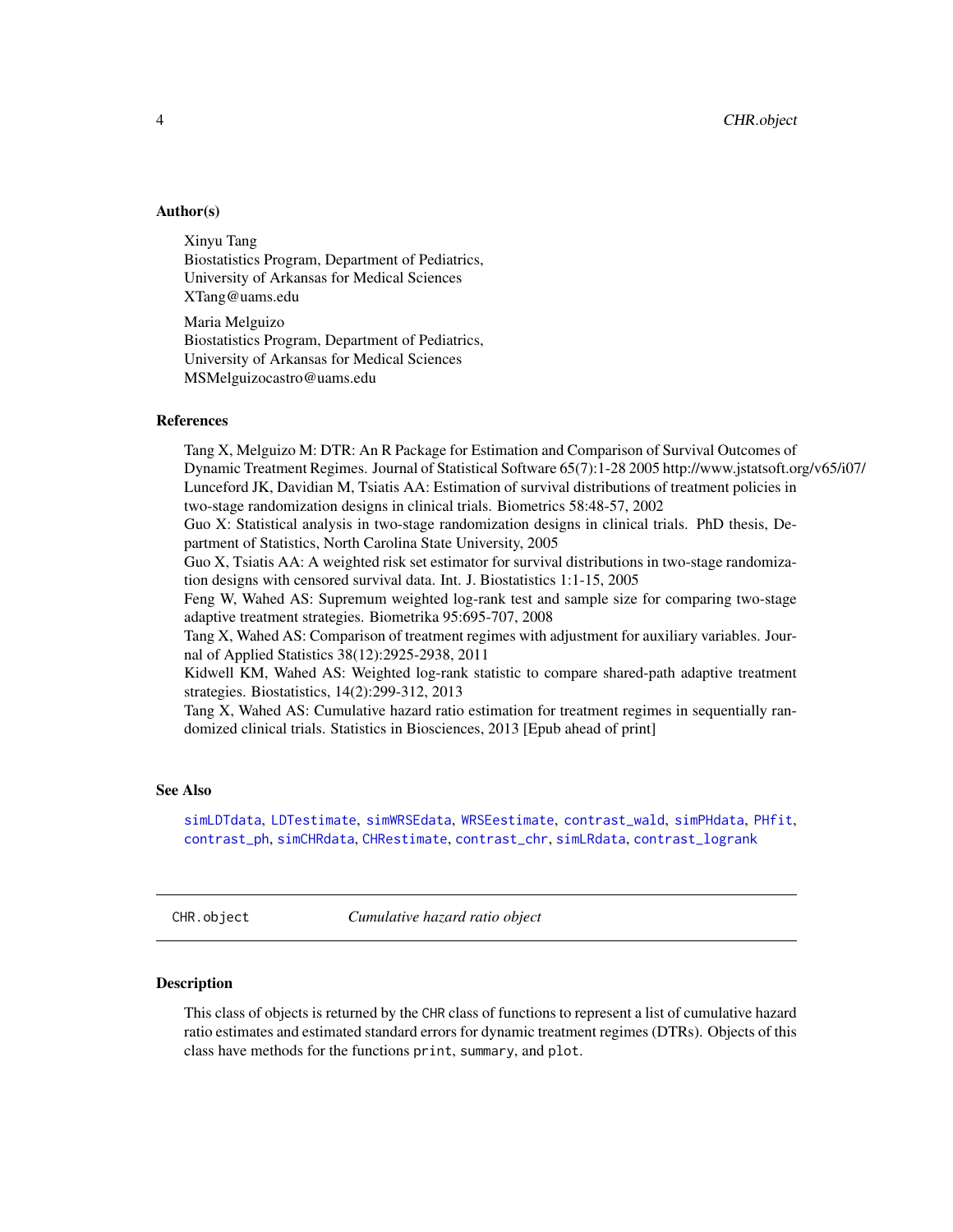## Author(s)

Xinyu Tang
Biostatistics Program, Department of Pediatrics,
University of Arkansas for Medical Sciences
XTang@uams.edu

Maria Melguizo
Biostatistics Program, Department of Pediatrics,
University of Arkansas for Medical Sciences
MSMelguizocastro@uams.edu

## References

Tang X, Melguizo M: DTR: An R Package for Estimation and Comparison of Survival Outcomes of Dynamic Treatment Regimes. Journal of Statistical Software 65(7):1-28 2005 http://www.jstatsoft.org/v65/i07/
Lunceford JK, Davidian M, Tsiatis AA: Estimation of survival distributions of treatment policies in two-stage randomization designs in clinical trials. Biometrics 58:48-57, 2002
Guo X: Statistical analysis in two-stage randomization designs in clinical trials. PhD thesis, Department of Statistics, North Carolina State University, 2005
Guo X, Tsiatis AA: A weighted risk set estimator for survival distributions in two-stage randomization designs with censored survival data. Int. J. Biostatistics 1:1-15, 2005
Feng W, Wahed AS: Supremum weighted log-rank test and sample size for comparing two-stage adaptive treatment strategies. Biometrika 95:695-707, 2008
Tang X, Wahed AS: Comparison of treatment regimes with adjustment for auxiliary variables. Journal of Applied Statistics 38(12):2925-2938, 2011
Kidwell KM, Wahed AS: Weighted log-rank statistic to compare shared-path adaptive treatment strategies. Biostatistics, 14(2):299-312, 2013
Tang X, Wahed AS: Cumulative hazard ratio estimation for treatment regimes in sequentially randomized clinical trials. Statistics in Biosciences, 2013 [Epub ahead of print]

## See Also

`simLDTdata`, `LDTestimate`, `simWRSEdata`, `WRSEestimate`, `contrast_wald`, `simPHdata`, `PHfit`, `contrast_ph`, `simCHRdata`, `CHRestimate`, `contrast_chr`, `simLRdata`, `contrast_logrank`

---

# CHR.object *Cumulative hazard ratio object*

## Description

This class of objects is returned by the `CHR` class of functions to represent a list of cumulative hazard ratio estimates and estimated standard errors for dynamic treatment regimes (DTRs). Objects of this class have methods for the functions `print`, `summary`, and `plot`.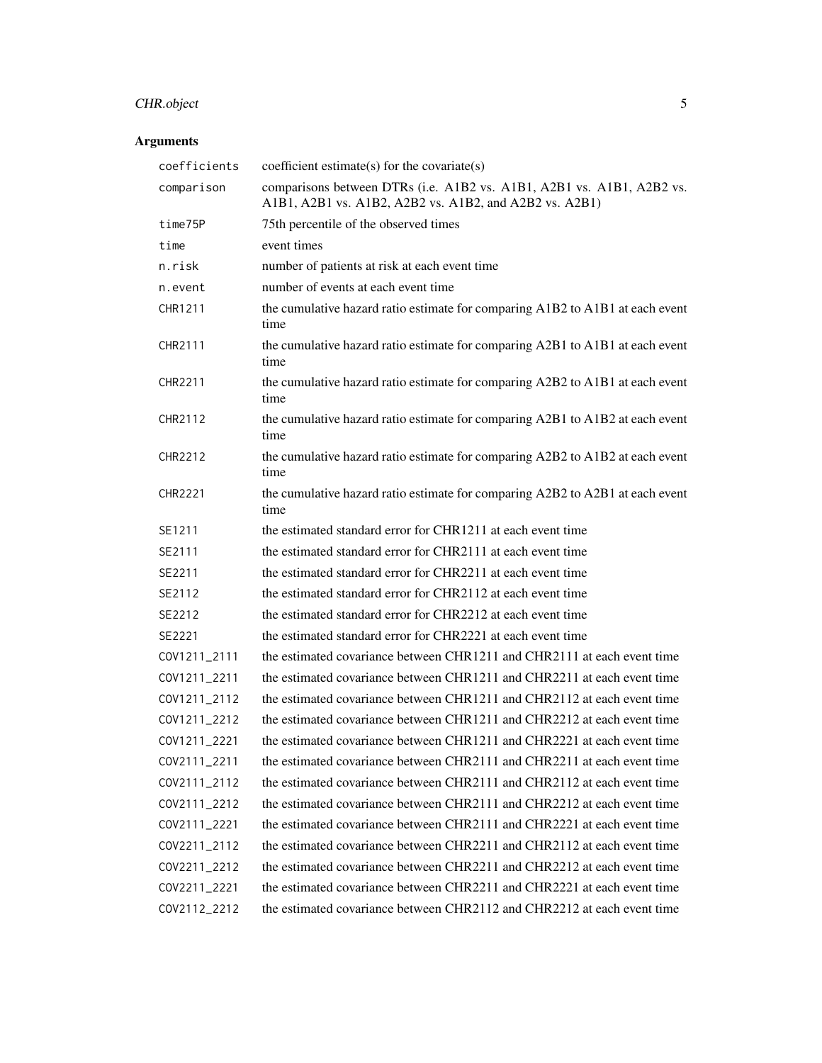## Arguments

| | |
|---|---|
| `coefficients` | coefficient estimate(s) for the covariate(s) |
| `comparison` | comparisons between DTRs (i.e. A1B2 vs. A1B1, A2B1 vs. A1B1, A2B2 vs. A1B1, A2B1 vs. A1B2, A2B2 vs. A1B2, and A2B2 vs. A2B1) |
| `time75P` | 75th percentile of the observed times |
| `time` | event times |
| `n.risk` | number of patients at risk at each event time |
| `n.event` | number of events at each event time |
| `CHR1211` | the cumulative hazard ratio estimate for comparing A1B2 to A1B1 at each event time |
| `CHR2111` | the cumulative hazard ratio estimate for comparing A2B1 to A1B1 at each event time |
| `CHR2211` | the cumulative hazard ratio estimate for comparing A2B2 to A1B1 at each event time |
| `CHR2112` | the cumulative hazard ratio estimate for comparing A2B1 to A1B2 at each event time |
| `CHR2212` | the cumulative hazard ratio estimate for comparing A2B2 to A1B2 at each event time |
| `CHR2221` | the cumulative hazard ratio estimate for comparing A2B2 to A2B1 at each event time |
| `SE1211` | the estimated standard error for CHR1211 at each event time |
| `SE2111` | the estimated standard error for CHR2111 at each event time |
| `SE2211` | the estimated standard error for CHR2211 at each event time |
| `SE2112` | the estimated standard error for CHR2112 at each event time |
| `SE2212` | the estimated standard error for CHR2212 at each event time |
| `SE2221` | the estimated standard error for CHR2221 at each event time |
| `COV1211_2111` | the estimated covariance between CHR1211 and CHR2111 at each event time |
| `COV1211_2211` | the estimated covariance between CHR1211 and CHR2211 at each event time |
| `COV1211_2112` | the estimated covariance between CHR1211 and CHR2112 at each event time |
| `COV1211_2212` | the estimated covariance between CHR1211 and CHR2212 at each event time |
| `COV1211_2221` | the estimated covariance between CHR1211 and CHR2221 at each event time |
| `COV2111_2211` | the estimated covariance between CHR2111 and CHR2211 at each event time |
| `COV2111_2112` | the estimated covariance between CHR2111 and CHR2112 at each event time |
| `COV2111_2212` | the estimated covariance between CHR2111 and CHR2212 at each event time |
| `COV2111_2221` | the estimated covariance between CHR2111 and CHR2221 at each event time |
| `COV2211_2112` | the estimated covariance between CHR2211 and CHR2112 at each event time |
| `COV2211_2212` | the estimated covariance between CHR2211 and CHR2212 at each event time |
| `COV2211_2221` | the estimated covariance between CHR2211 and CHR2221 at each event time |
| `COV2112_2212` | the estimated covariance between CHR2112 and CHR2212 at each event time |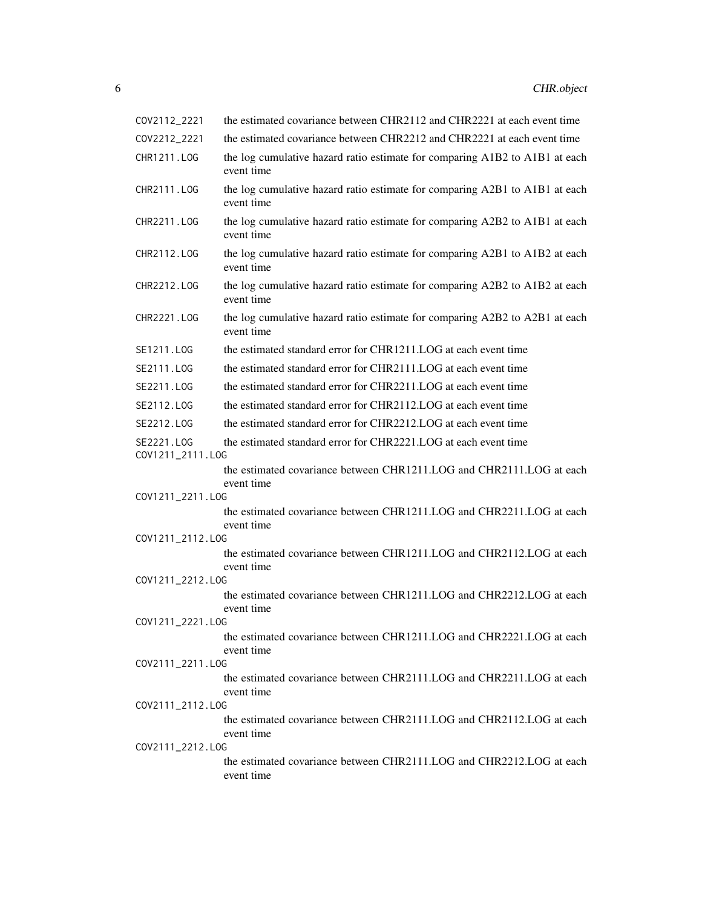| | |
|---|---|
| COV2112_2221 | the estimated covariance between CHR2112 and CHR2221 at each event time |
| COV2212_2221 | the estimated covariance between CHR2212 and CHR2221 at each event time |
| CHR1211.LOG | the log cumulative hazard ratio estimate for comparing A1B2 to A1B1 at each event time |
| CHR2111.LOG | the log cumulative hazard ratio estimate for comparing A2B1 to A1B1 at each event time |
| CHR2211.LOG | the log cumulative hazard ratio estimate for comparing A2B2 to A1B1 at each event time |
| CHR2112.LOG | the log cumulative hazard ratio estimate for comparing A2B1 to A1B2 at each event time |
| CHR2212.LOG | the log cumulative hazard ratio estimate for comparing A2B2 to A1B2 at each event time |
| CHR2221.LOG | the log cumulative hazard ratio estimate for comparing A2B2 to A2B1 at each event time |
| SE1211.LOG | the estimated standard error for CHR1211.LOG at each event time |
| SE2111.LOG | the estimated standard error for CHR2111.LOG at each event time |
| SE2211.LOG | the estimated standard error for CHR2211.LOG at each event time |
| SE2112.LOG | the estimated standard error for CHR2112.LOG at each event time |
| SE2212.LOG | the estimated standard error for CHR2212.LOG at each event time |
| SE2221.LOG | the estimated standard error for CHR2221.LOG at each event time |
| COV1211_2111.LOG | the estimated covariance between CHR1211.LOG and CHR2111.LOG at each event time |
| COV1211_2211.LOG | the estimated covariance between CHR1211.LOG and CHR2211.LOG at each event time |
| COV1211_2112.LOG | the estimated covariance between CHR1211.LOG and CHR2112.LOG at each event time |
| COV1211_2212.LOG | the estimated covariance between CHR1211.LOG and CHR2212.LOG at each event time |
| COV1211_2221.LOG | the estimated covariance between CHR1211.LOG and CHR2221.LOG at each event time |
| COV2111_2211.LOG | the estimated covariance between CHR2111.LOG and CHR2211.LOG at each event time |
| COV2111_2112.LOG | the estimated covariance between CHR2111.LOG and CHR2112.LOG at each event time |
| COV2111_2212.LOG | the estimated covariance between CHR2111.LOG and CHR2212.LOG at each event time |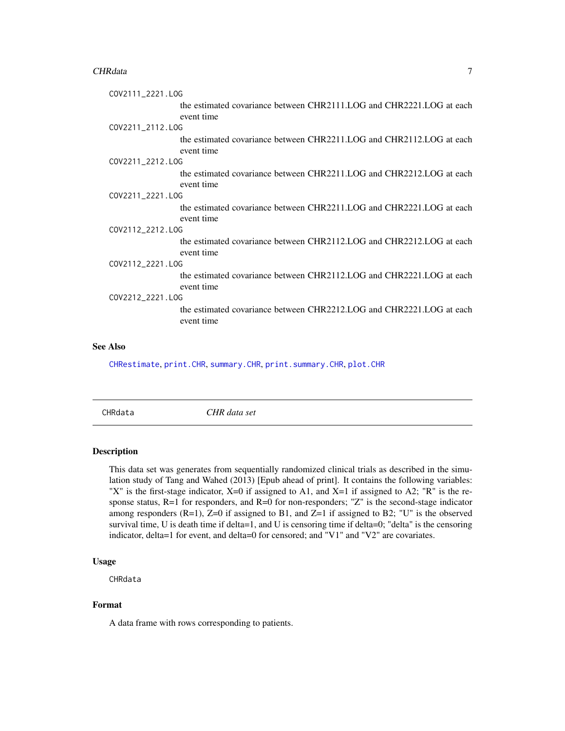COV2111_2221.LOG
: the estimated covariance between CHR2111.LOG and CHR2221.LOG at each event time

COV2211_2112.LOG
: the estimated covariance between CHR2211.LOG and CHR2112.LOG at each event time

COV2211_2212.LOG
: the estimated covariance between CHR2211.LOG and CHR2212.LOG at each event time

COV2211_2221.LOG
: the estimated covariance between CHR2211.LOG and CHR2221.LOG at each event time

COV2112_2212.LOG
: the estimated covariance between CHR2112.LOG and CHR2212.LOG at each event time

COV2112_2221.LOG
: the estimated covariance between CHR2112.LOG and CHR2221.LOG at each event time

COV2212_2221.LOG
: the estimated covariance between CHR2212.LOG and CHR2221.LOG at each event time

### See Also

CHRestimate, print.CHR, summary.CHR, print.summary.CHR, plot.CHR

---

## CHRdata — *CHR data set*

---

### Description

This data set was generates from sequentially randomized clinical trials as described in the simulation study of Tang and Wahed (2013) [Epub ahead of print]. It contains the following variables: "X" is the first-stage indicator, X=0 if assigned to A1, and X=1 if assigned to A2; "R" is the response status, R=1 for responders, and R=0 for non-responders; "Z" is the second-stage indicator among responders (R=1), Z=0 if assigned to B1, and Z=1 if assigned to B2; "U" is the observed survival time, U is death time if delta=1, and U is censoring time if delta=0; "delta" is the censoring indicator, delta=1 for event, and delta=0 for censored; and "V1" and "V2" are covariates.

### Usage

```
CHRdata
```

### Format

A data frame with rows corresponding to patients.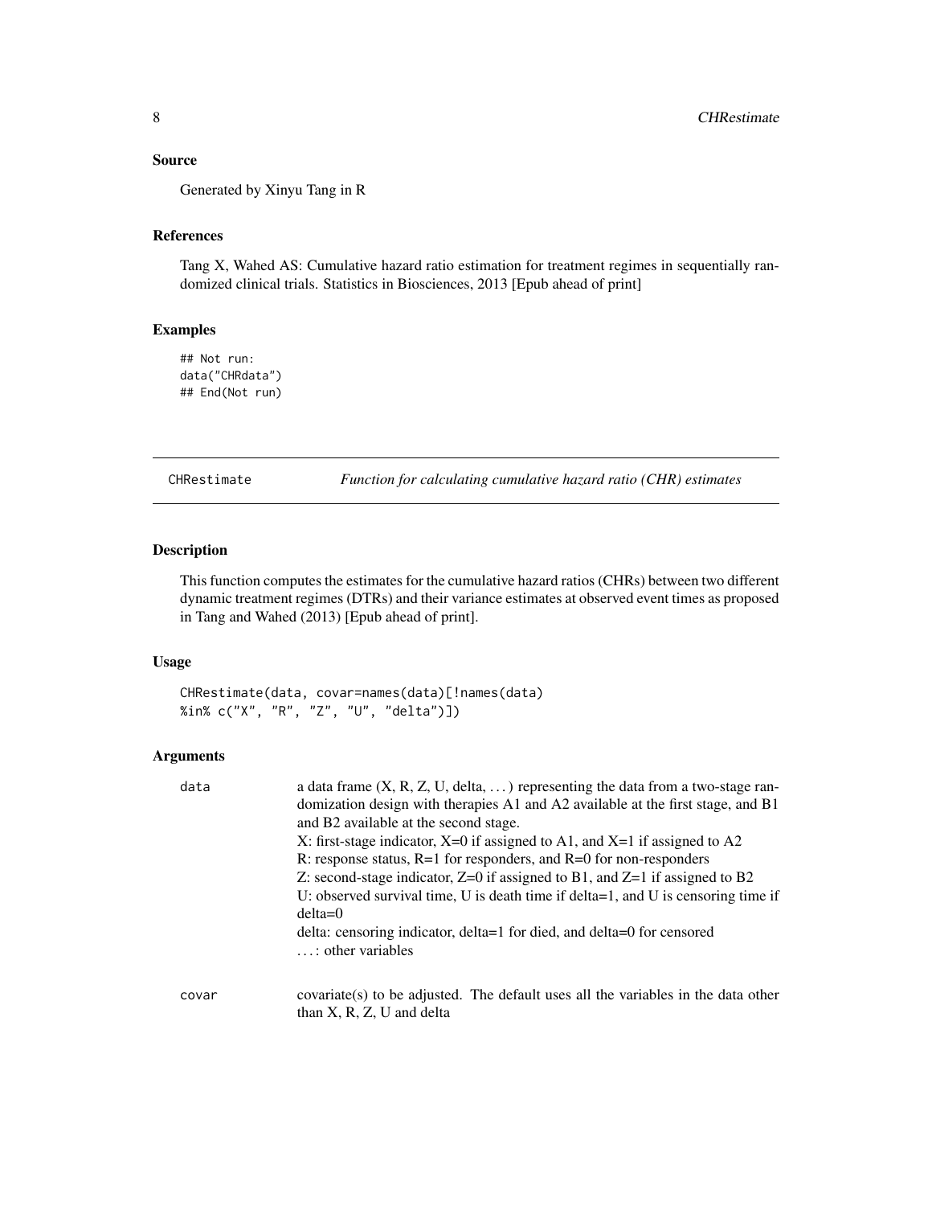### Source

Generated by Xinyu Tang in R

### References

Tang X, Wahed AS: Cumulative hazard ratio estimation for treatment regimes in sequentially randomized clinical trials. Statistics in Biosciences, 2013 [Epub ahead of print]

### Examples

```
## Not run:
data("CHRdata")
## End(Not run)
```

---

## CHRestimate — *Function for calculating cumulative hazard ratio (CHR) estimates*

---

### Description

This function computes the estimates for the cumulative hazard ratios (CHRs) between two different dynamic treatment regimes (DTRs) and their variance estimates at observed event times as proposed in Tang and Wahed (2013) [Epub ahead of print].

### Usage

```
CHRestimate(data, covar=names(data)[!names(data)
%in% c("X", "R", "Z", "U", "delta")])
```

### Arguments

| | |
|---|---|
| data | a data frame (X, R, Z, U, delta, ...) representing the data from a two-stage randomization design with therapies A1 and A2 available at the first stage, and B1 and B2 available at the second stage.<br>X: first-stage indicator, X=0 if assigned to A1, and X=1 if assigned to A2<br>R: response status, R=1 for responders, and R=0 for non-responders<br>Z: second-stage indicator, Z=0 if assigned to B1, and Z=1 if assigned to B2<br>U: observed survival time, U is death time if delta=1, and U is censoring time if delta=0<br>delta: censoring indicator, delta=1 for died, and delta=0 for censored<br>...: other variables |
| covar | covariate(s) to be adjusted. The default uses all the variables in the data other than X, R, Z, U and delta |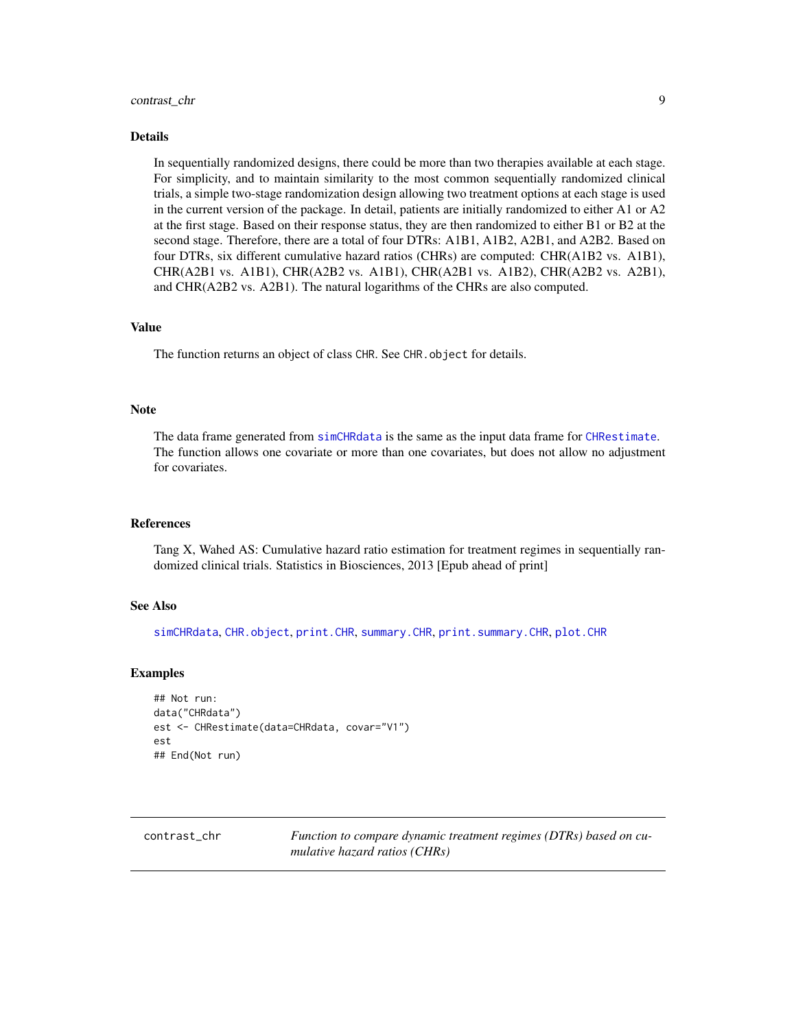## Details

In sequentially randomized designs, there could be more than two therapies available at each stage. For simplicity, and to maintain similarity to the most common sequentially randomized clinical trials, a simple two-stage randomization design allowing two treatment options at each stage is used in the current version of the package. In detail, patients are initially randomized to either A1 or A2 at the first stage. Based on their response status, they are then randomized to either B1 or B2 at the second stage. Therefore, there are a total of four DTRs: A1B1, A1B2, A2B1, and A2B2. Based on four DTRs, six different cumulative hazard ratios (CHRs) are computed: CHR(A1B2 vs. A1B1), CHR(A2B1 vs. A1B1), CHR(A2B2 vs. A1B1), CHR(A2B1 vs. A1B2), CHR(A2B2 vs. A2B1), and CHR(A2B2 vs. A2B1). The natural logarithms of the CHRs are also computed.

## Value

The function returns an object of class `CHR`. See `CHR.object` for details.

## Note

The data frame generated from `simCHRdata` is the same as the input data frame for `CHRestimate`. The function allows one covariate or more than one covariates, but does not allow no adjustment for covariates.

## References

Tang X, Wahed AS: Cumulative hazard ratio estimation for treatment regimes in sequentially randomized clinical trials. Statistics in Biosciences, 2013 [Epub ahead of print]

## See Also

`simCHRdata`, `CHR.object`, `print.CHR`, `summary.CHR`, `print.summary.CHR`, `plot.CHR`

## Examples

```
## Not run:
data("CHRdata")
est <- CHRestimate(data=CHRdata, covar="V1")
est
## End(Not run)
```

---

# contrast_chr — *Function to compare dynamic treatment regimes (DTRs) based on cumulative hazard ratios (CHRs)*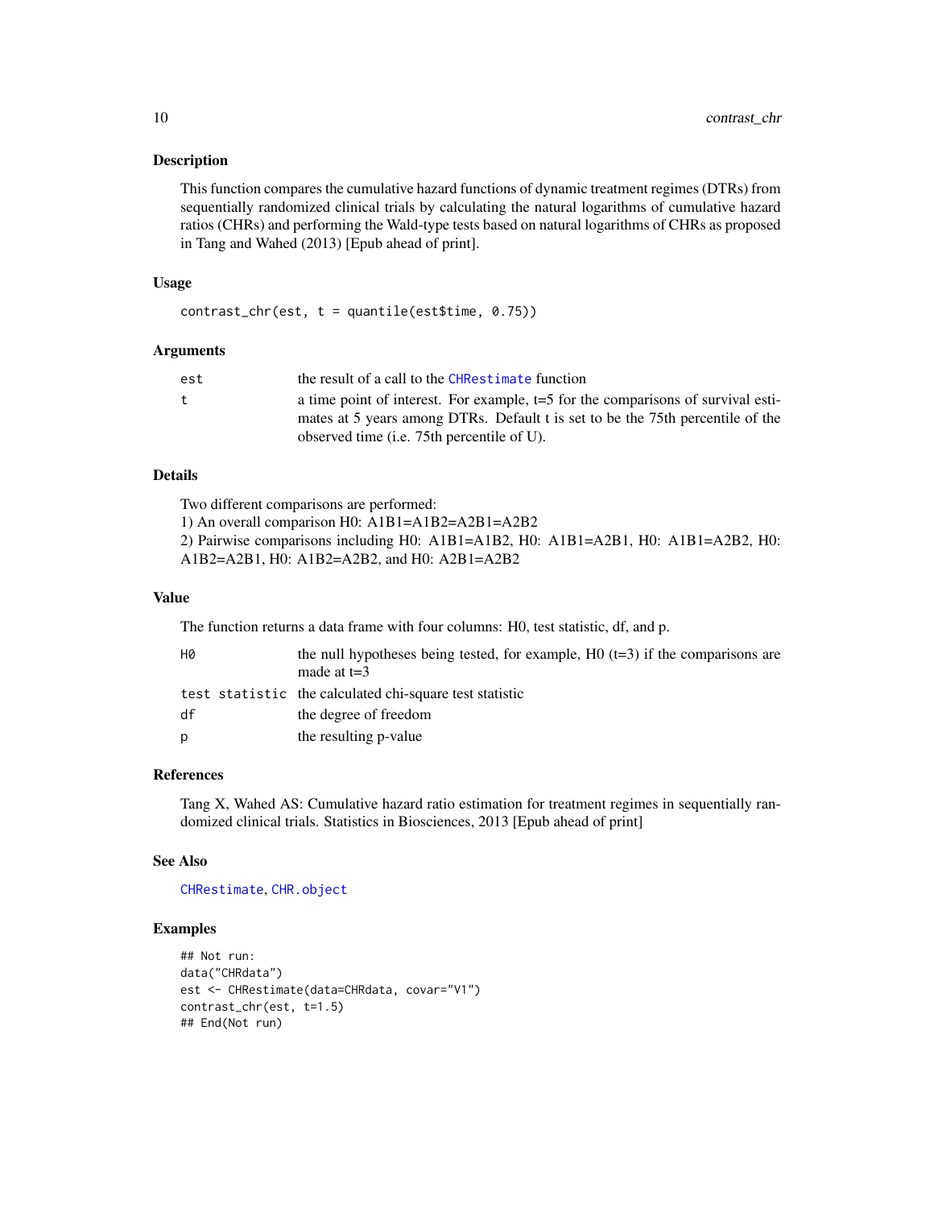## Description

This function compares the cumulative hazard functions of dynamic treatment regimes (DTRs) from sequentially randomized clinical trials by calculating the natural logarithms of cumulative hazard ratios (CHRs) and performing the Wald-type tests based on natural logarithms of CHRs as proposed in Tang and Wahed (2013) [Epub ahead of print].

## Usage

```
contrast_chr(est, t = quantile(est$time, 0.75))
```

## Arguments

| | |
|---|---|
| `est` | the result of a call to the `CHRestimate` function |
| `t` | a time point of interest. For example, t=5 for the comparisons of survival estimates at 5 years among DTRs. Default t is set to be the 75th percentile of the observed time (i.e. 75th percentile of U). |

## Details

Two different comparisons are performed:
1) An overall comparison H0: A1B1=A1B2=A2B1=A2B2
2) Pairwise comparisons including H0: A1B1=A1B2, H0: A1B1=A2B1, H0: A1B1=A2B2, H0: A1B2=A2B1, H0: A1B2=A2B2, and H0: A2B1=A2B2

## Value

The function returns a data frame with four columns: H0, test statistic, df, and p.

| | |
|---|---|
| `H0` | the null hypotheses being tested, for example, H0 (t=3) if the comparisons are made at t=3 |
| `test statistic` | the calculated chi-square test statistic |
| `df` | the degree of freedom |
| `p` | the resulting p-value |

## References

Tang X, Wahed AS: Cumulative hazard ratio estimation for treatment regimes in sequentially randomized clinical trials. Statistics in Biosciences, 2013 [Epub ahead of print]

## See Also

`CHRestimate`, `CHR.object`

## Examples

```
## Not run:
data("CHRdata")
est <- CHRestimate(data=CHRdata, covar="V1")
contrast_chr(est, t=1.5)
## End(Not run)
```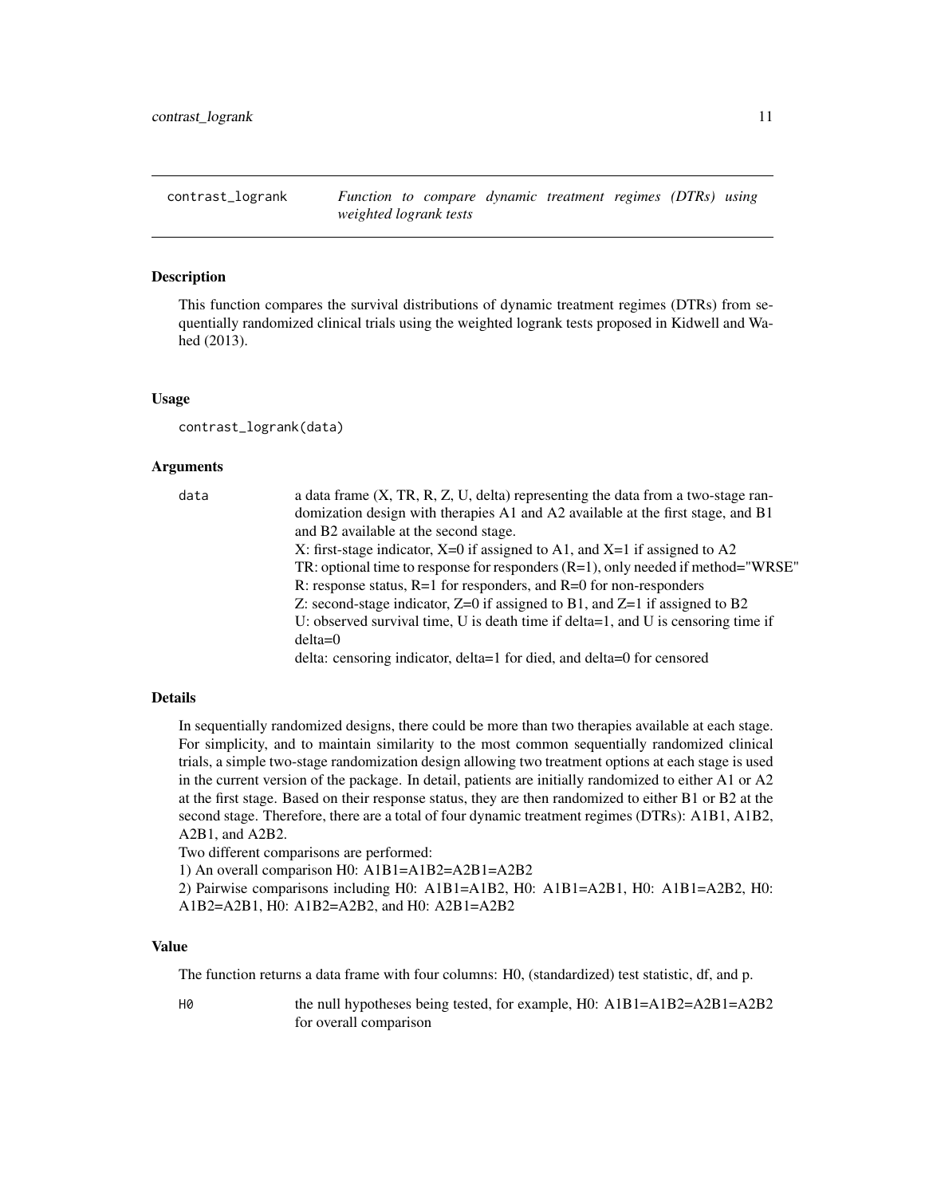## contrast_logrank — *Function to compare dynamic treatment regimes (DTRs) using weighted logrank tests*

### Description

This function compares the survival distributions of dynamic treatment regimes (DTRs) from sequentially randomized clinical trials using the weighted logrank tests proposed in Kidwell and Wahed (2013).

### Usage

```
contrast_logrank(data)
```

### Arguments

`data` a data frame (X, TR, R, Z, U, delta) representing the data from a two-stage randomization design with therapies A1 and A2 available at the first stage, and B1 and B2 available at the second stage.

X: first-stage indicator, X=0 if assigned to A1, and X=1 if assigned to A2

TR: optional time to response for responders (R=1), only needed if method="WRSE"

R: response status, R=1 for responders, and R=0 for non-responders

Z: second-stage indicator, Z=0 if assigned to B1, and Z=1 if assigned to B2

U: observed survival time, U is death time if delta=1, and U is censoring time if delta=0

delta: censoring indicator, delta=1 for died, and delta=0 for censored

### Details

In sequentially randomized designs, there could be more than two therapies available at each stage. For simplicity, and to maintain similarity to the most common sequentially randomized clinical trials, a simple two-stage randomization design allowing two treatment options at each stage is used in the current version of the package. In detail, patients are initially randomized to either A1 or A2 at the first stage. Based on their response status, they are then randomized to either B1 or B2 at the second stage. Therefore, there are a total of four dynamic treatment regimes (DTRs): A1B1, A1B2, A2B1, and A2B2.

Two different comparisons are performed:

1) An overall comparison H0: A1B1=A1B2=A2B1=A2B2

2) Pairwise comparisons including H0: A1B1=A1B2, H0: A1B1=A2B1, H0: A1B1=A2B2, H0: A1B2=A2B1, H0: A1B2=A2B2, and H0: A2B1=A2B2

### Value

The function returns a data frame with four columns: H0, (standardized) test statistic, df, and p.

`H0` the null hypotheses being tested, for example, H0: A1B1=A1B2=A2B1=A2B2 for overall comparison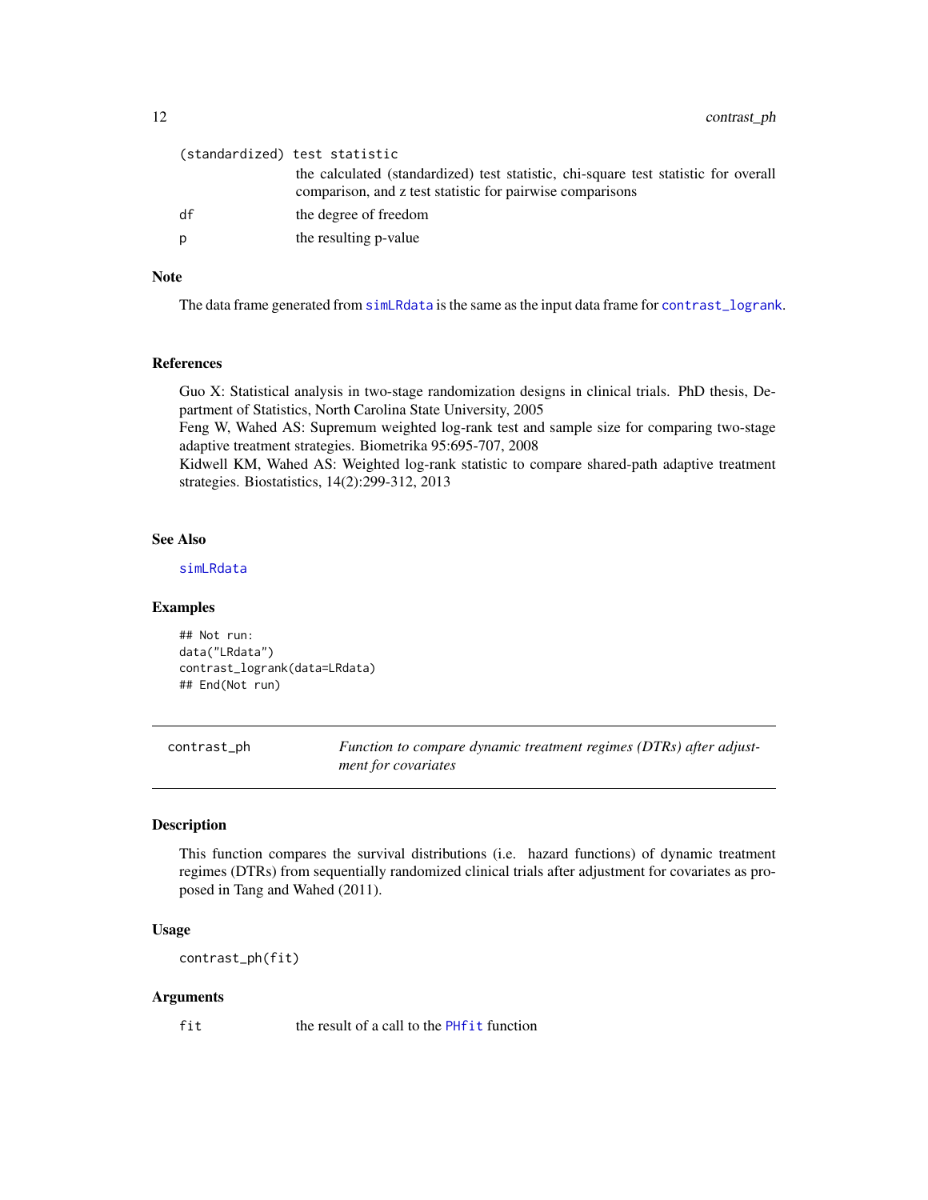(standardized) test statistic
: the calculated (standardized) test statistic, chi-square test statistic for overall comparison, and z test statistic for pairwise comparisons

df
: the degree of freedom

p
: the resulting p-value

### Note

The data frame generated from `simLRdata` is the same as the input data frame for `contrast_logrank`.

### References

Guo X: Statistical analysis in two-stage randomization designs in clinical trials. PhD thesis, Department of Statistics, North Carolina State University, 2005

Feng W, Wahed AS: Supremum weighted log-rank test and sample size for comparing two-stage adaptive treatment strategies. Biometrika 95:695-707, 2008

Kidwell KM, Wahed AS: Weighted log-rank statistic to compare shared-path adaptive treatment strategies. Biostatistics, 14(2):299-312, 2013

### See Also

`simLRdata`

### Examples

```
## Not run:
data("LRdata")
contrast_logrank(data=LRdata)
## End(Not run)
```

---

## contrast_ph — *Function to compare dynamic treatment regimes (DTRs) after adjustment for covariates*

### Description

This function compares the survival distributions (i.e. hazard functions) of dynamic treatment regimes (DTRs) from sequentially randomized clinical trials after adjustment for covariates as proposed in Tang and Wahed (2011).

### Usage

```
contrast_ph(fit)
```

### Arguments

| | |
|---|---|
| fit | the result of a call to the `PHfit` function |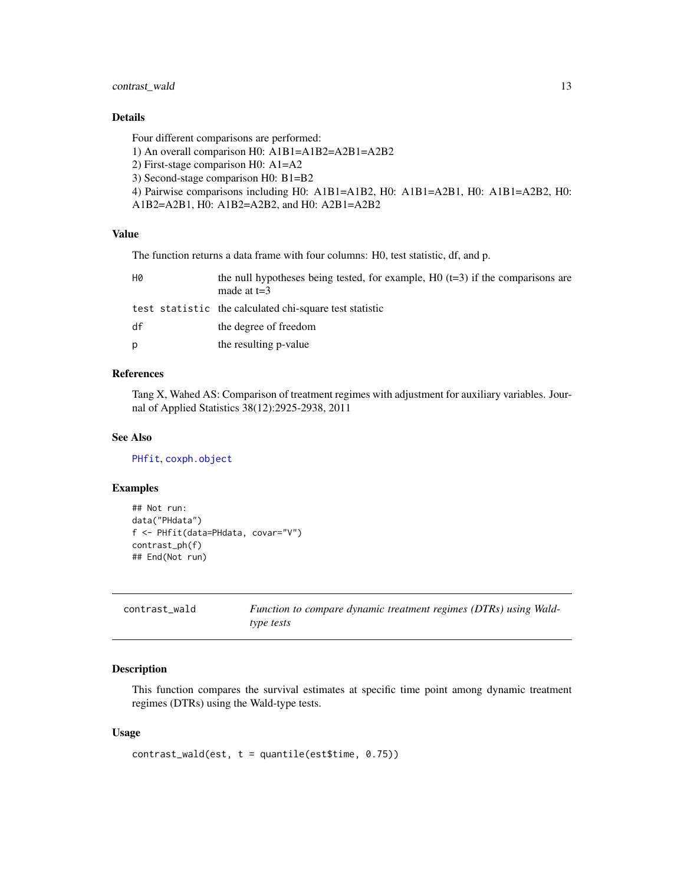## Details

Four different comparisons are performed:
1) An overall comparison H0: A1B1=A1B2=A2B1=A2B2
2) First-stage comparison H0: A1=A2
3) Second-stage comparison H0: B1=B2
4) Pairwise comparisons including H0: A1B1=A1B2, H0: A1B1=A2B1, H0: A1B1=A2B2, H0: A1B2=A2B1, H0: A1B2=A2B2, and H0: A2B1=A2B2

## Value

The function returns a data frame with four columns: H0, test statistic, df, and p.

| | |
|---|---|
| `H0` | the null hypotheses being tested, for example, H0 (t=3) if the comparisons are made at t=3 |
| `test statistic` | the calculated chi-square test statistic |
| `df` | the degree of freedom |
| `p` | the resulting p-value |

## References

Tang X, Wahed AS: Comparison of treatment regimes with adjustment for auxiliary variables. Journal of Applied Statistics 38(12):2925-2938, 2011

## See Also

`PHfit`, `coxph.object`

## Examples

```
## Not run:
data("PHdata")
f <- PHfit(data=PHdata, covar="V")
contrast_ph(f)
## End(Not run)
```

---

# contrast_wald — *Function to compare dynamic treatment regimes (DTRs) using Wald-type tests*

## Description

This function compares the survival estimates at specific time point among dynamic treatment regimes (DTRs) using the Wald-type tests.

## Usage

```
contrast_wald(est, t = quantile(est$time, 0.75))
```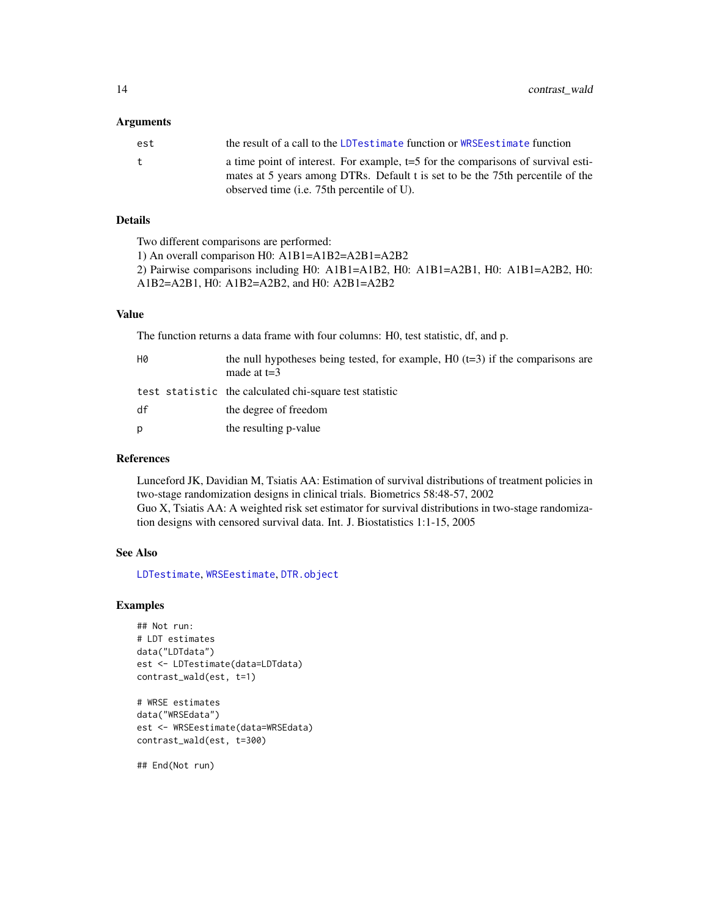### Arguments

| | |
|---|---|
| `est` | the result of a call to the `LDTestimate` function or `WRSEestimate` function |
| `t` | a time point of interest. For example, t=5 for the comparisons of survival estimates at 5 years among DTRs. Default t is set to be the 75th percentile of the observed time (i.e. 75th percentile of U). |

### Details

Two different comparisons are performed:
1) An overall comparison H0: A1B1=A1B2=A2B1=A2B2
2) Pairwise comparisons including H0: A1B1=A1B2, H0: A1B1=A2B1, H0: A1B1=A2B2, H0: A1B2=A2B1, H0: A1B2=A2B2, and H0: A2B1=A2B2

### Value

The function returns a data frame with four columns: H0, test statistic, df, and p.

| | |
|---|---|
| `H0` | the null hypotheses being tested, for example, H0 (t=3) if the comparisons are made at t=3 |
| `test statistic` | the calculated chi-square test statistic |
| `df` | the degree of freedom |
| `p` | the resulting p-value |

### References

Lunceford JK, Davidian M, Tsiatis AA: Estimation of survival distributions of treatment policies in two-stage randomization designs in clinical trials. Biometrics 58:48-57, 2002
Guo X, Tsiatis AA: A weighted risk set estimator for survival distributions in two-stage randomization designs with censored survival data. Int. J. Biostatistics 1:1-15, 2005

### See Also

`LDTestimate`, `WRSEestimate`, `DTR.object`

### Examples

```
## Not run:
# LDT estimates
data("LDTdata")
est <- LDTestimate(data=LDTdata)
contrast_wald(est, t=1)

# WRSE estimates
data("WRSEdata")
est <- WRSEestimate(data=WRSEdata)
contrast_wald(est, t=300)

## End(Not run)
```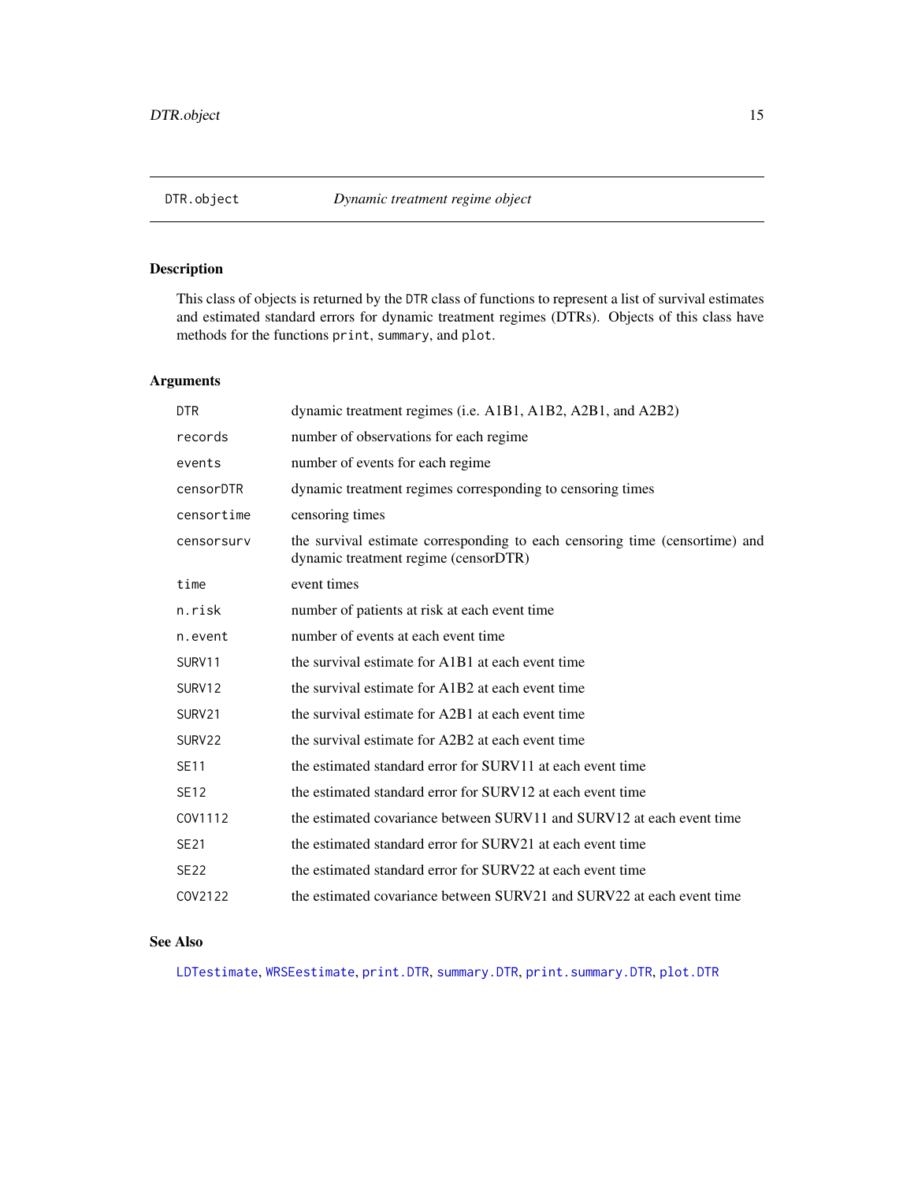## DTR.object — *Dynamic treatment regime object*

### Description

This class of objects is returned by the `DTR` class of functions to represent a list of survival estimates and estimated standard errors for dynamic treatment regimes (DTRs). Objects of this class have methods for the functions `print`, `summary`, and `plot`.

### Arguments

| | |
|---|---|
| `DTR` | dynamic treatment regimes (i.e. A1B1, A1B2, A2B1, and A2B2) |
| `records` | number of observations for each regime |
| `events` | number of events for each regime |
| `censorDTR` | dynamic treatment regimes corresponding to censoring times |
| `censortime` | censoring times |
| `censorsurv` | the survival estimate corresponding to each censoring time (censortime) and dynamic treatment regime (censorDTR) |
| `time` | event times |
| `n.risk` | number of patients at risk at each event time |
| `n.event` | number of events at each event time |
| `SURV11` | the survival estimate for A1B1 at each event time |
| `SURV12` | the survival estimate for A1B2 at each event time |
| `SURV21` | the survival estimate for A2B1 at each event time |
| `SURV22` | the survival estimate for A2B2 at each event time |
| `SE11` | the estimated standard error for SURV11 at each event time |
| `SE12` | the estimated standard error for SURV12 at each event time |
| `COV1112` | the estimated covariance between SURV11 and SURV12 at each event time |
| `SE21` | the estimated standard error for SURV21 at each event time |
| `SE22` | the estimated standard error for SURV22 at each event time |
| `COV2122` | the estimated covariance between SURV21 and SURV22 at each event time |

### See Also

`LDTestimate`, `WRSEestimate`, `print.DTR`, `summary.DTR`, `print.summary.DTR`, `plot.DTR`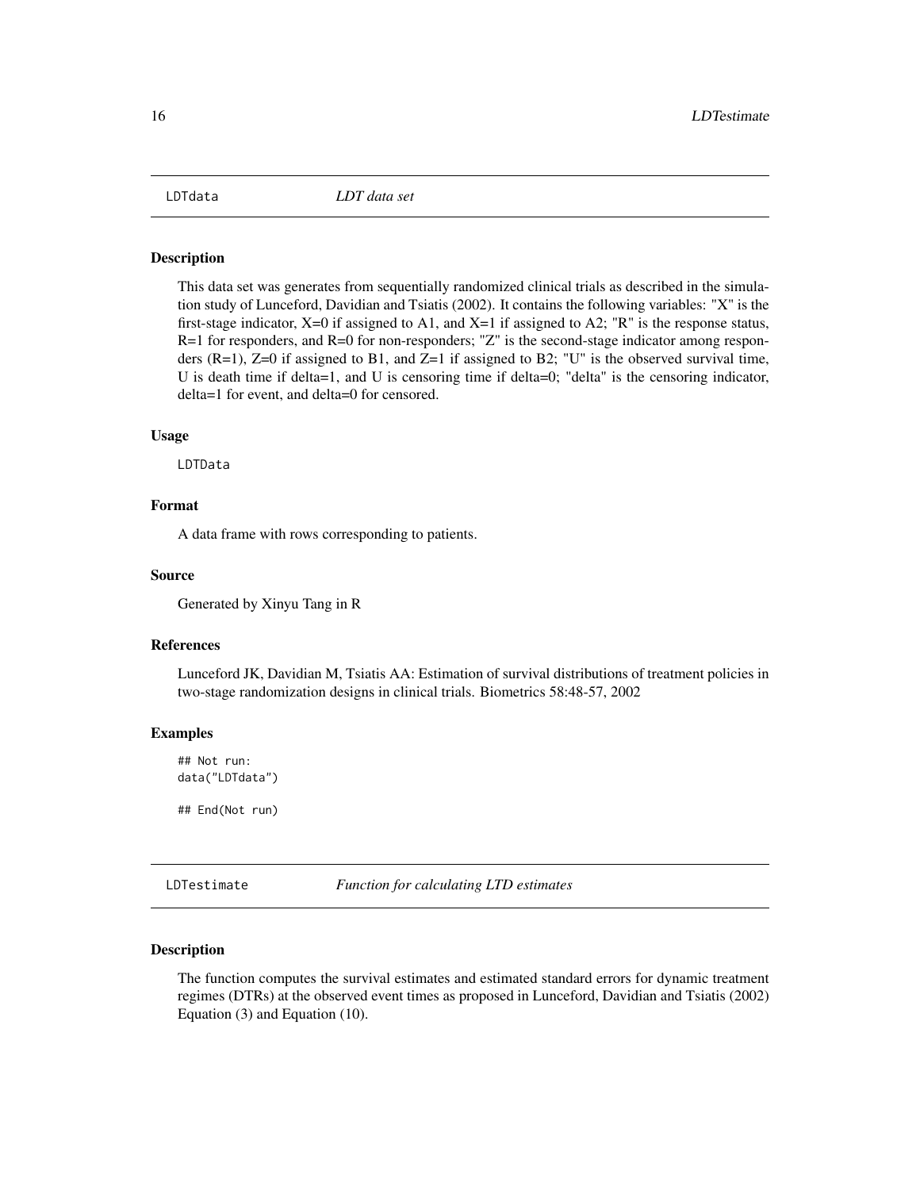## LDTdata *LDT data set*

### Description

This data set was generates from sequentially randomized clinical trials as described in the simulation study of Lunceford, Davidian and Tsiatis (2002). It contains the following variables: "X" is the first-stage indicator, X=0 if assigned to A1, and X=1 if assigned to A2; "R" is the response status, R=1 for responders, and R=0 for non-responders; "Z" is the second-stage indicator among responders (R=1), Z=0 if assigned to B1, and Z=1 if assigned to B2; "U" is the observed survival time, U is death time if delta=1, and U is censoring time if delta=0; "delta" is the censoring indicator, delta=1 for event, and delta=0 for censored.

### Usage

```
LDTData
```

### Format

A data frame with rows corresponding to patients.

### Source

Generated by Xinyu Tang in R

### References

Lunceford JK, Davidian M, Tsiatis AA: Estimation of survival distributions of treatment policies in two-stage randomization designs in clinical trials. Biometrics 58:48-57, 2002

### Examples

```
## Not run:
data("LDTdata")

## End(Not run)
```

## LDTestimate *Function for calculating LTD estimates*

### Description

The function computes the survival estimates and estimated standard errors for dynamic treatment regimes (DTRs) at the observed event times as proposed in Lunceford, Davidian and Tsiatis (2002) Equation (3) and Equation (10).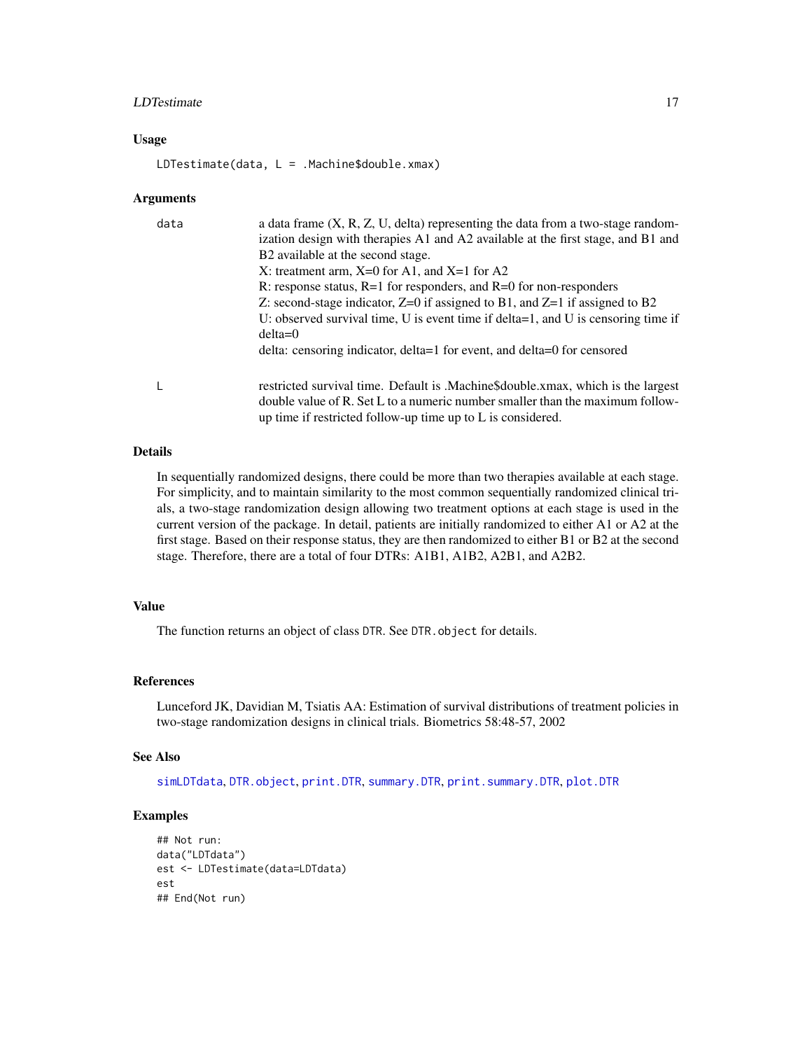## Usage

```
LDTestimate(data, L = .Machine$double.xmax)
```

## Arguments

**data** a data frame (X, R, Z, U, delta) representing the data from a two-stage randomization design with therapies A1 and A2 available at the first stage, and B1 and B2 available at the second stage.
X: treatment arm, X=0 for A1, and X=1 for A2
R: response status, R=1 for responders, and R=0 for non-responders
Z: second-stage indicator, Z=0 if assigned to B1, and Z=1 if assigned to B2
U: observed survival time, U is event time if delta=1, and U is censoring time if delta=0
delta: censoring indicator, delta=1 for event, and delta=0 for censored

**L** restricted survival time. Default is .Machine$double.xmax, which is the largest double value of R. Set L to a numeric number smaller than the maximum follow-up time if restricted follow-up time up to L is considered.

## Details

In sequentially randomized designs, there could be more than two therapies available at each stage. For simplicity, and to maintain similarity to the most common sequentially randomized clinical trials, a two-stage randomization design allowing two treatment options at each stage is used in the current version of the package. In detail, patients are initially randomized to either A1 or A2 at the first stage. Based on their response status, they are then randomized to either B1 or B2 at the second stage. Therefore, there are a total of four DTRs: A1B1, A1B2, A2B1, and A2B2.

## Value

The function returns an object of class `DTR`. See `DTR.object` for details.

## References

Lunceford JK, Davidian M, Tsiatis AA: Estimation of survival distributions of treatment policies in two-stage randomization designs in clinical trials. Biometrics 58:48-57, 2002

## See Also

`simLDTdata`, `DTR.object`, `print.DTR`, `summary.DTR`, `print.summary.DTR`, `plot.DTR`

## Examples

```
## Not run:
data("LDTdata")
est <- LDTestimate(data=LDTdata)
est
## End(Not run)
```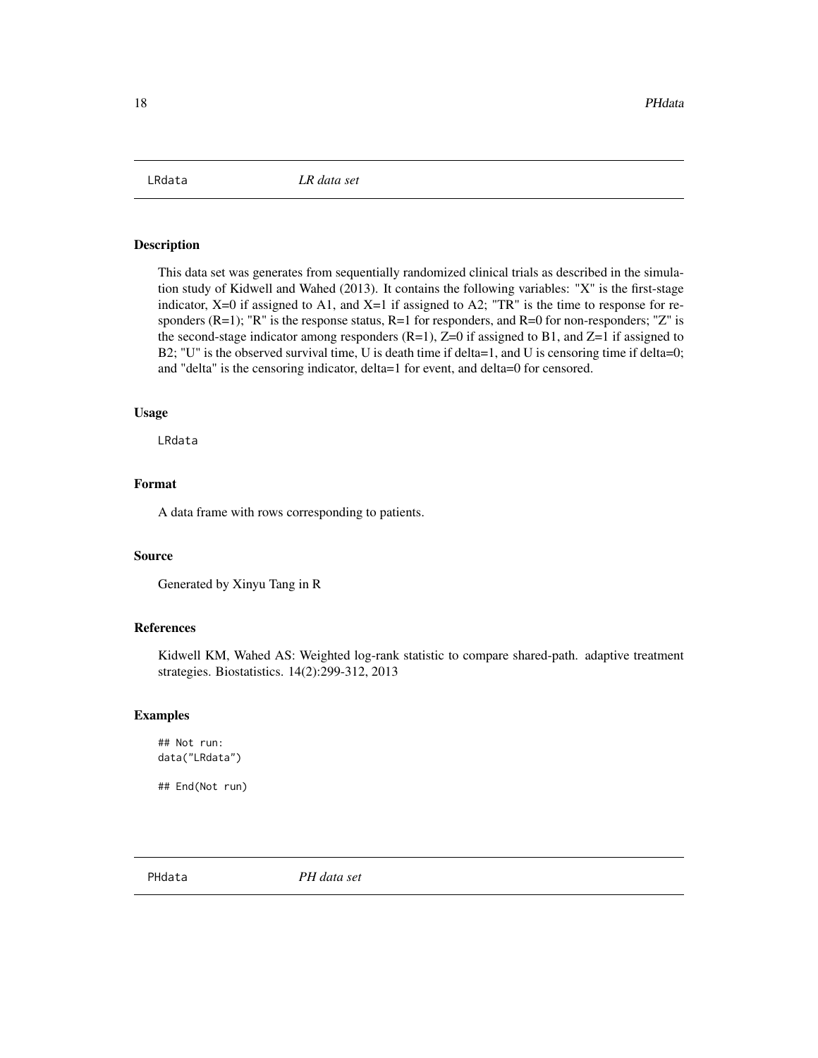LRdata *LR data set*

### Description

This data set was generates from sequentially randomized clinical trials as described in the simulation study of Kidwell and Wahed (2013). It contains the following variables: "X" is the first-stage indicator, X=0 if assigned to A1, and X=1 if assigned to A2; "TR" is the time to response for responders (R=1); "R" is the response status, R=1 for responders, and R=0 for non-responders; "Z" is the second-stage indicator among responders (R=1), Z=0 if assigned to B1, and Z=1 if assigned to B2; "U" is the observed survival time, U is death time if delta=1, and U is censoring time if delta=0; and "delta" is the censoring indicator, delta=1 for event, and delta=0 for censored.

### Usage

```
LRdata
```

### Format

A data frame with rows corresponding to patients.

### Source

Generated by Xinyu Tang in R

### References

Kidwell KM, Wahed AS: Weighted log-rank statistic to compare shared-path. adaptive treatment strategies. Biostatistics. 14(2):299-312, 2013

### Examples

```
## Not run:
data("LRdata")

## End(Not run)
```

PHdata *PH data set*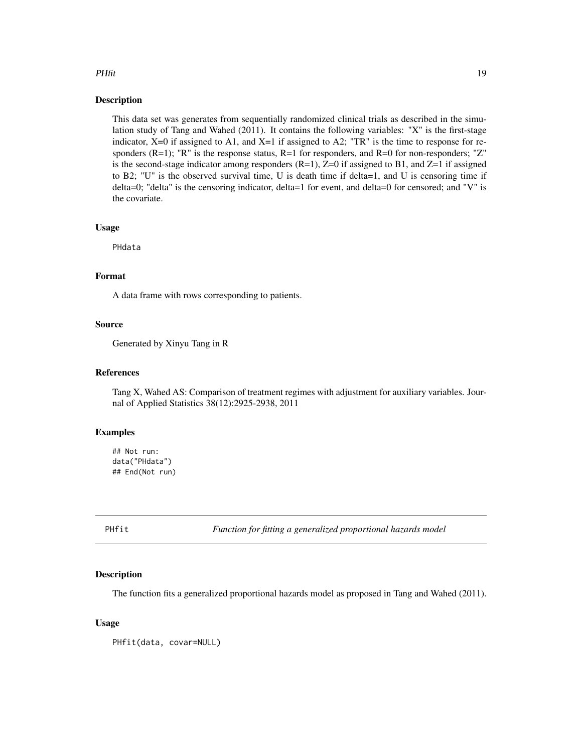## Description

This data set was generates from sequentially randomized clinical trials as described in the simulation study of Tang and Wahed (2011). It contains the following variables: "X" is the first-stage indicator, X=0 if assigned to A1, and X=1 if assigned to A2; "TR" is the time to response for responders (R=1); "R" is the response status, R=1 for responders, and R=0 for non-responders; "Z" is the second-stage indicator among responders (R=1), Z=0 if assigned to B1, and Z=1 if assigned to B2; "U" is the observed survival time, U is death time if delta=1, and U is censoring time if delta=0; "delta" is the censoring indicator, delta=1 for event, and delta=0 for censored; and "V" is the covariate.

## Usage

```
PHdata
```

## Format

A data frame with rows corresponding to patients.

## Source

Generated by Xinyu Tang in R

## References

Tang X, Wahed AS: Comparison of treatment regimes with adjustment for auxiliary variables. Journal of Applied Statistics 38(12):2925-2938, 2011

## Examples

```
## Not run:
data("PHdata")
## End(Not run)
```

---

# PHfit — *Function for fitting a generalized proportional hazards model*

## Description

The function fits a generalized proportional hazards model as proposed in Tang and Wahed (2011).

## Usage

```
PHfit(data, covar=NULL)
```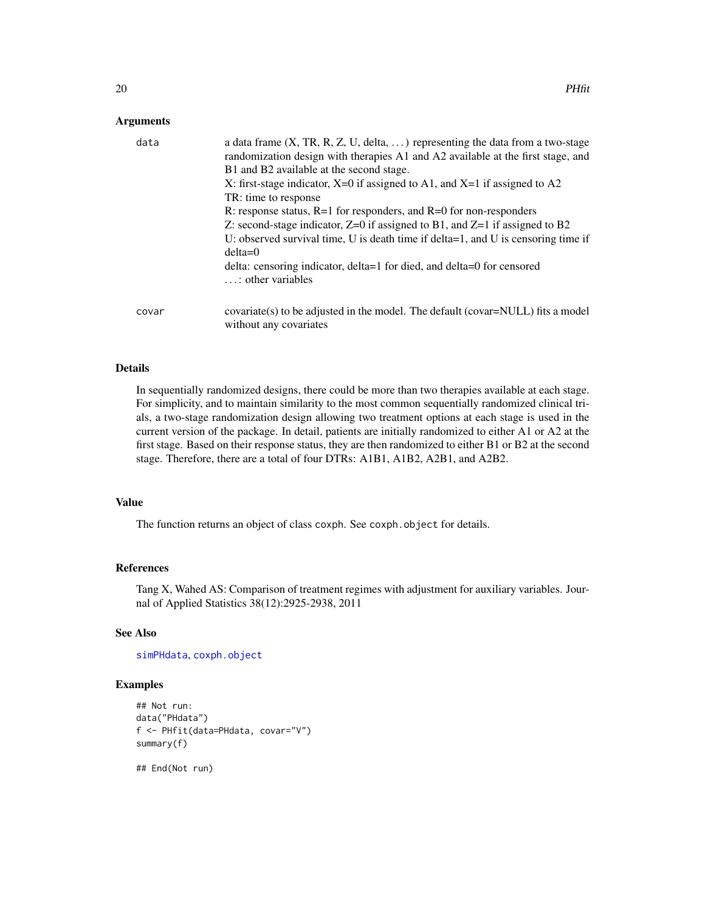### Arguments

**data**
: a data frame (X, TR, R, Z, U, delta, ...) representing the data from a two-stage randomization design with therapies A1 and A2 available at the first stage, and B1 and B2 available at the second stage.
X: first-stage indicator, X=0 if assigned to A1, and X=1 if assigned to A2
TR: time to response
R: response status, R=1 for responders, and R=0 for non-responders
Z: second-stage indicator, Z=0 if assigned to B1, and Z=1 if assigned to B2
U: observed survival time, U is death time if delta=1, and U is censoring time if delta=0
delta: censoring indicator, delta=1 for died, and delta=0 for censored
...: other variables

**covar**
: covariate(s) to be adjusted in the model. The default (covar=NULL) fits a model without any covariates

### Details

In sequentially randomized designs, there could be more than two therapies available at each stage. For simplicity, and to maintain similarity to the most common sequentially randomized clinical trials, a two-stage randomization design allowing two treatment options at each stage is used in the current version of the package. In detail, patients are initially randomized to either A1 or A2 at the first stage. Based on their response status, they are then randomized to either B1 or B2 at the second stage. Therefore, there are a total of four DTRs: A1B1, A1B2, A2B1, and A2B2.

### Value

The function returns an object of class `coxph`. See `coxph.object` for details.

### References

Tang X, Wahed AS: Comparison of treatment regimes with adjustment for auxiliary variables. Journal of Applied Statistics 38(12):2925-2938, 2011

### See Also

`simPHdata`, `coxph.object`

### Examples

```
## Not run:
data("PHdata")
f <- PHfit(data=PHdata, covar="V")
summary(f)

## End(Not run)
```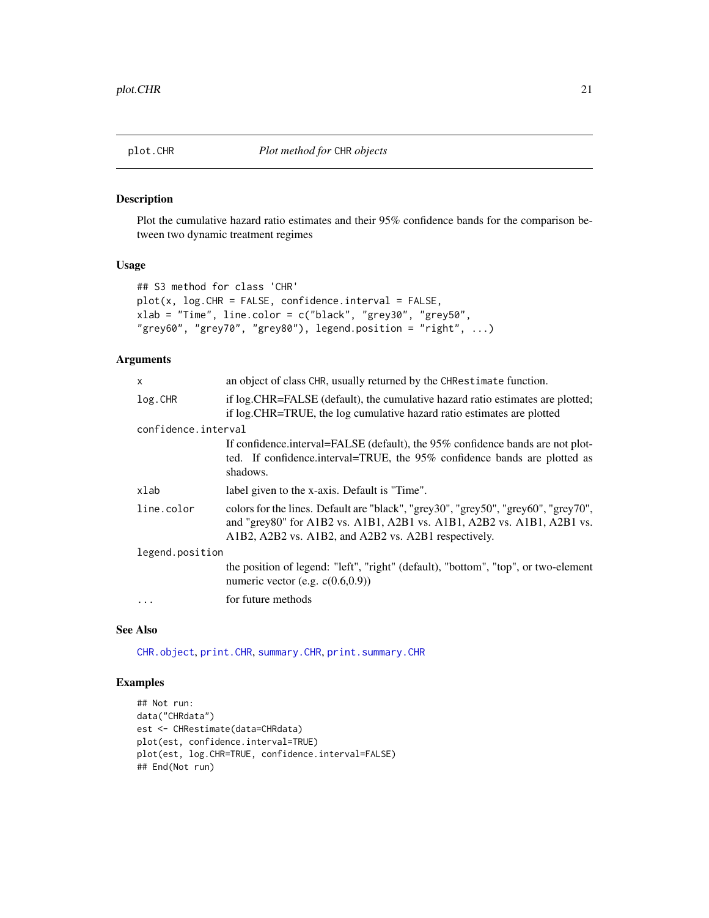# plot.CHR — *Plot method for* `CHR` *objects*

## Description

Plot the cumulative hazard ratio estimates and their 95% confidence bands for the comparison between two dynamic treatment regimes

## Usage

```
## S3 method for class 'CHR'
plot(x, log.CHR = FALSE, confidence.interval = FALSE,
xlab = "Time", line.color = c("black", "grey30", "grey50",
"grey60", "grey70", "grey80"), legend.position = "right", ...)
```

## Arguments

| | |
|---|---|
| `x` | an object of class `CHR`, usually returned by the `CHRestimate` function. |
| `log.CHR` | if log.CHR=FALSE (default), the cumulative hazard ratio estimates are plotted; if log.CHR=TRUE, the log cumulative hazard ratio estimates are plotted |
| `confidence.interval` | If confidence.interval=FALSE (default), the 95% confidence bands are not plotted. If confidence.interval=TRUE, the 95% confidence bands are plotted as shadows. |
| `xlab` | label given to the x-axis. Default is "Time". |
| `line.color` | colors for the lines. Default are "black", "grey30", "grey50", "grey60", "grey70", and "grey80" for A1B2 vs. A1B1, A2B1 vs. A1B1, A2B2 vs. A1B1, A2B1 vs. A1B2, A2B2 vs. A1B2, and A2B2 vs. A2B1 respectively. |
| `legend.position` | the position of legend: "left", "right" (default), "bottom", "top", or two-element numeric vector (e.g. c(0.6,0.9)) |
| `...` | for future methods |

## See Also

`CHR.object`, `print.CHR`, `summary.CHR`, `print.summary.CHR`

## Examples

```
## Not run:
data("CHRdata")
est <- CHRestimate(data=CHRdata)
plot(est, confidence.interval=TRUE)
plot(est, log.CHR=TRUE, confidence.interval=FALSE)
## End(Not run)
```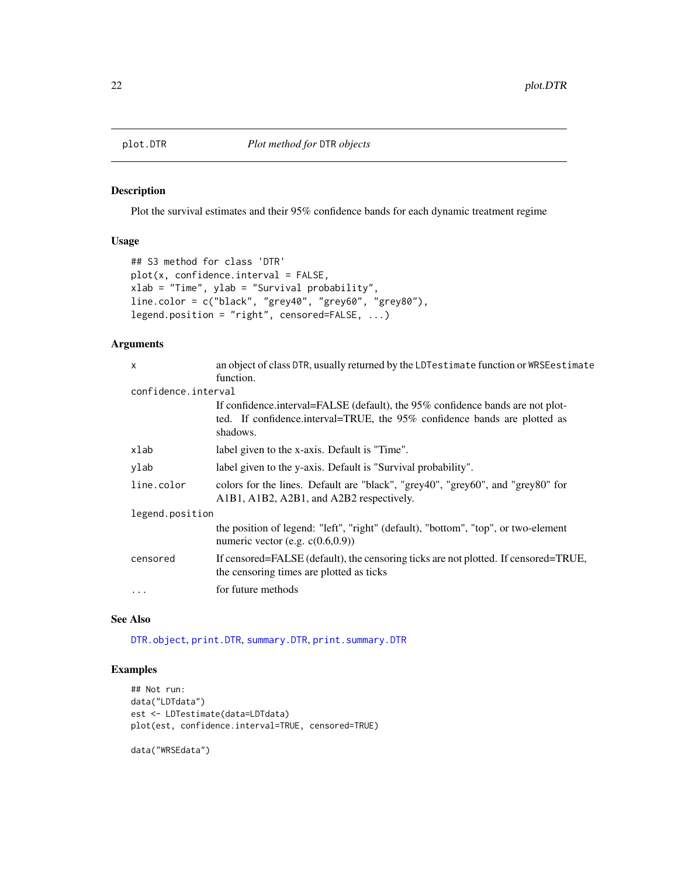# plot.DTR — *Plot method for* DTR *objects*

## Description

Plot the survival estimates and their 95% confidence bands for each dynamic treatment regime

## Usage

```
## S3 method for class 'DTR'
plot(x, confidence.interval = FALSE,
xlab = "Time", ylab = "Survival probability",
line.color = c("black", "grey40", "grey60", "grey80"),
legend.position = "right", censored=FALSE, ...)
```

## Arguments

| | |
|---|---|
| `x` | an object of class DTR, usually returned by the LDTestimate function or WRSEestimate function. |
| `confidence.interval` | If confidence.interval=FALSE (default), the 95% confidence bands are not plotted. If confidence.interval=TRUE, the 95% confidence bands are plotted as shadows. |
| `xlab` | label given to the x-axis. Default is "Time". |
| `ylab` | label given to the y-axis. Default is "Survival probability". |
| `line.color` | colors for the lines. Default are "black", "grey40", "grey60", and "grey80" for A1B1, A1B2, A2B1, and A2B2 respectively. |
| `legend.position` | the position of legend: "left", "right" (default), "bottom", "top", or two-element numeric vector (e.g. c(0.6,0.9)) |
| `censored` | If censored=FALSE (default), the censoring ticks are not plotted. If censored=TRUE, the censoring times are plotted as ticks |
| `...` | for future methods |

## See Also

DTR.object, print.DTR, summary.DTR, print.summary.DTR

## Examples

```
## Not run:
data("LDTdata")
est <- LDTestimate(data=LDTdata)
plot(est, confidence.interval=TRUE, censored=TRUE)

data("WRSEdata")
```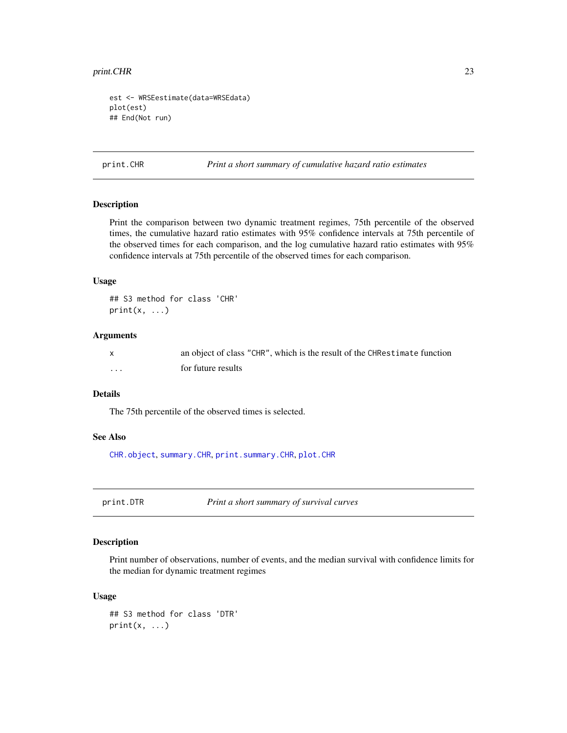```
est <- WRSEestimate(data=WRSEdata)
plot(est)
## End(Not run)
```

## print.CHR — *Print a short summary of cumulative hazard ratio estimates*

### Description

Print the comparison between two dynamic treatment regimes, 75th percentile of the observed times, the cumulative hazard ratio estimates with 95% confidence intervals at 75th percentile of the observed times for each comparison, and the log cumulative hazard ratio estimates with 95% confidence intervals at 75th percentile of the observed times for each comparison.

### Usage

```
## S3 method for class 'CHR'
print(x, ...)
```

### Arguments

| | |
|---|---|
| x | an object of class "CHR", which is the result of the CHRestimate function |
| ... | for future results |

### Details

The 75th percentile of the observed times is selected.

### See Also

CHR.object, summary.CHR, print.summary.CHR, plot.CHR

## print.DTR — *Print a short summary of survival curves*

### Description

Print number of observations, number of events, and the median survival with confidence limits for the median for dynamic treatment regimes

### Usage

```
## S3 method for class 'DTR'
print(x, ...)
```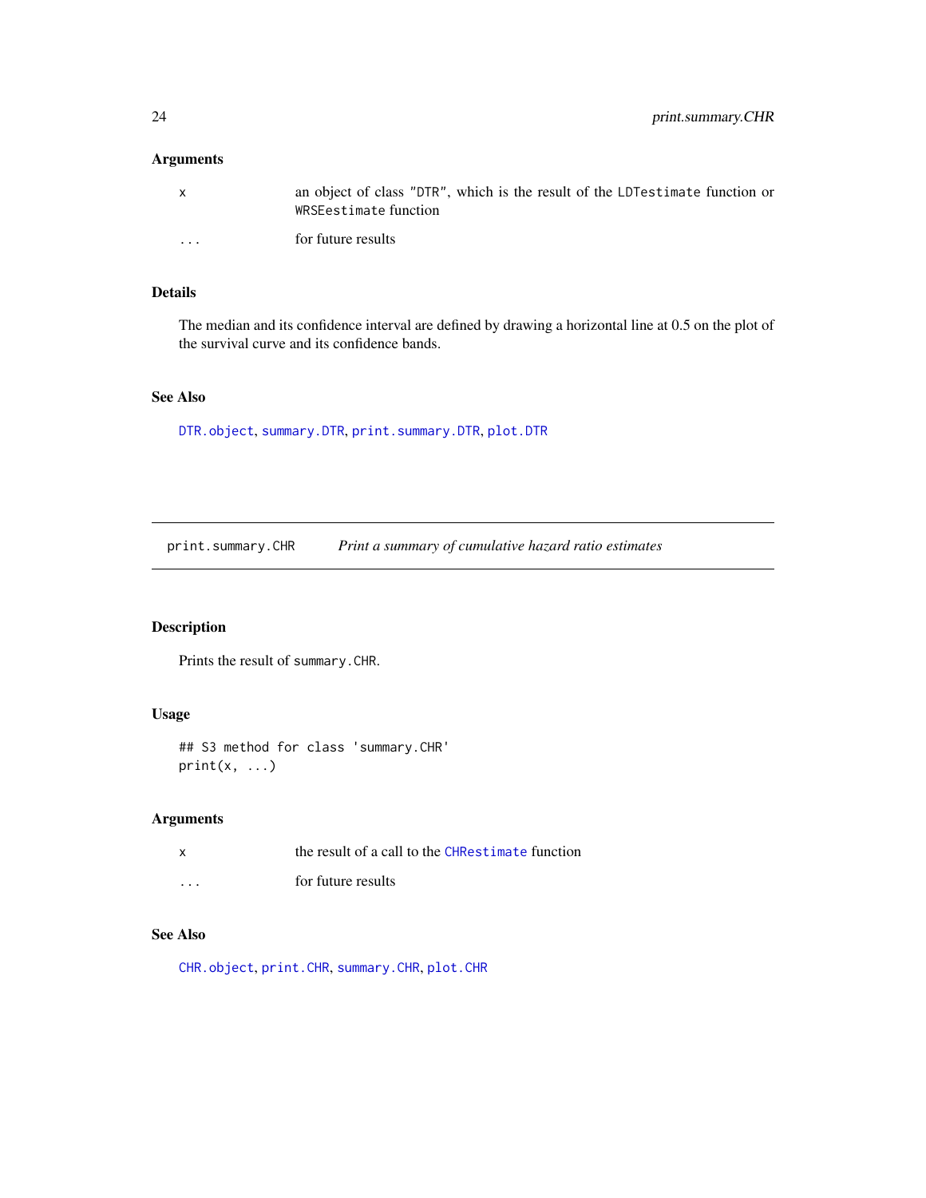### Arguments

| | |
|---|---|
| x | an object of class "DTR", which is the result of the LDTestimate function or WRSEestimate function |
| ... | for future results |

### Details

The median and its confidence interval are defined by drawing a horizontal line at 0.5 on the plot of the survival curve and its confidence bands.

### See Also

DTR.object, summary.DTR, print.summary.DTR, plot.DTR

---

## print.summary.CHR — *Print a summary of cumulative hazard ratio estimates*

### Description

Prints the result of summary.CHR.

### Usage

```
## S3 method for class 'summary.CHR'
print(x, ...)
```

### Arguments

| | |
|---|---|
| x | the result of a call to the CHRestimate function |
| ... | for future results |

### See Also

CHR.object, print.CHR, summary.CHR, plot.CHR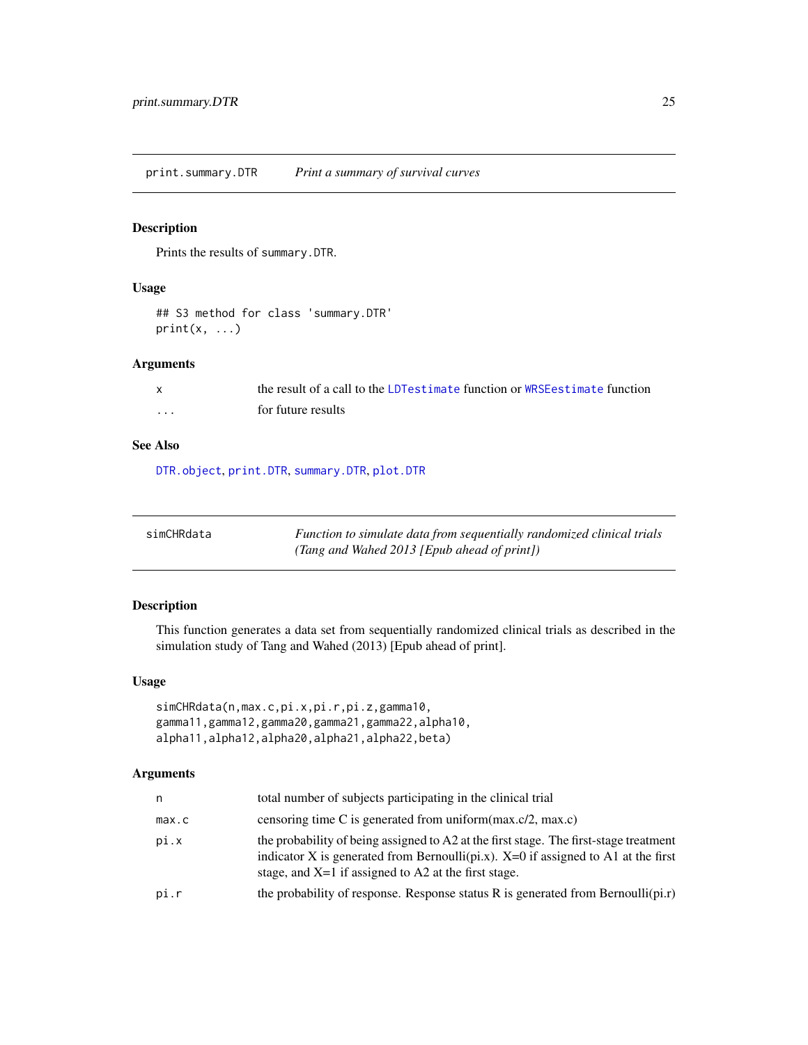## print.summary.DTR — *Print a summary of survival curves*

### Description

Prints the results of `summary.DTR`.

### Usage

```
## S3 method for class 'summary.DTR'
print(x, ...)
```

### Arguments

| | |
|---|---|
| `x` | the result of a call to the `LDTestimate` function or `WRSEestimate` function |
| `...` | for future results |

### See Also

`DTR.object`, `print.DTR`, `summary.DTR`, `plot.DTR`

## simCHRdata — *Function to simulate data from sequentially randomized clinical trials (Tang and Wahed 2013 [Epub ahead of print])*

### Description

This function generates a data set from sequentially randomized clinical trials as described in the simulation study of Tang and Wahed (2013) [Epub ahead of print].

### Usage

```
simCHRdata(n,max.c,pi.x,pi.r,pi.z,gamma10,
gamma11,gamma12,gamma20,gamma21,gamma22,alpha10,
alpha11,alpha12,alpha20,alpha21,alpha22,beta)
```

### Arguments

| | |
|---|---|
| `n` | total number of subjects participating in the clinical trial |
| `max.c` | censoring time C is generated from uniform(max.c/2, max.c) |
| `pi.x` | the probability of being assigned to A2 at the first stage. The first-stage treatment indicator X is generated from Bernoulli(pi.x). X=0 if assigned to A1 at the first stage, and X=1 if assigned to A2 at the first stage. |
| `pi.r` | the probability of response. Response status R is generated from Bernoulli(pi.r) |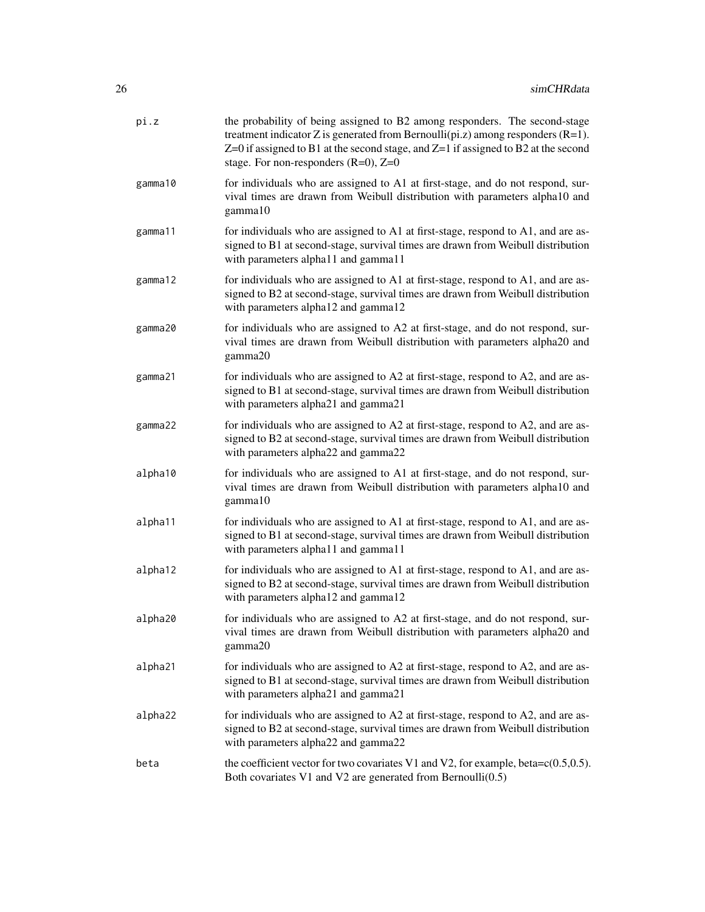| | |
|---|---|
| `pi.z` | the probability of being assigned to B2 among responders. The second-stage treatment indicator Z is generated from Bernoulli(pi.z) among responders (R=1). Z=0 if assigned to B1 at the second stage, and Z=1 if assigned to B2 at the second stage. For non-responders (R=0), Z=0 |
| `gamma10` | for individuals who are assigned to A1 at first-stage, and do not respond, survival times are drawn from Weibull distribution with parameters alpha10 and gamma10 |
| `gamma11` | for individuals who are assigned to A1 at first-stage, respond to A1, and are assigned to B1 at second-stage, survival times are drawn from Weibull distribution with parameters alpha11 and gamma11 |
| `gamma12` | for individuals who are assigned to A1 at first-stage, respond to A1, and are assigned to B2 at second-stage, survival times are drawn from Weibull distribution with parameters alpha12 and gamma12 |
| `gamma20` | for individuals who are assigned to A2 at first-stage, and do not respond, survival times are drawn from Weibull distribution with parameters alpha20 and gamma20 |
| `gamma21` | for individuals who are assigned to A2 at first-stage, respond to A2, and are assigned to B1 at second-stage, survival times are drawn from Weibull distribution with parameters alpha21 and gamma21 |
| `gamma22` | for individuals who are assigned to A2 at first-stage, respond to A2, and are assigned to B2 at second-stage, survival times are drawn from Weibull distribution with parameters alpha22 and gamma22 |
| `alpha10` | for individuals who are assigned to A1 at first-stage, and do not respond, survival times are drawn from Weibull distribution with parameters alpha10 and gamma10 |
| `alpha11` | for individuals who are assigned to A1 at first-stage, respond to A1, and are assigned to B1 at second-stage, survival times are drawn from Weibull distribution with parameters alpha11 and gamma11 |
| `alpha12` | for individuals who are assigned to A1 at first-stage, respond to A1, and are assigned to B2 at second-stage, survival times are drawn from Weibull distribution with parameters alpha12 and gamma12 |
| `alpha20` | for individuals who are assigned to A2 at first-stage, and do not respond, survival times are drawn from Weibull distribution with parameters alpha20 and gamma20 |
| `alpha21` | for individuals who are assigned to A2 at first-stage, respond to A2, and are assigned to B1 at second-stage, survival times are drawn from Weibull distribution with parameters alpha21 and gamma21 |
| `alpha22` | for individuals who are assigned to A2 at first-stage, respond to A2, and are assigned to B2 at second-stage, survival times are drawn from Weibull distribution with parameters alpha22 and gamma22 |
| `beta` | the coefficient vector for two covariates V1 and V2, for example, beta=c(0.5,0.5). Both covariates V1 and V2 are generated from Bernoulli(0.5) |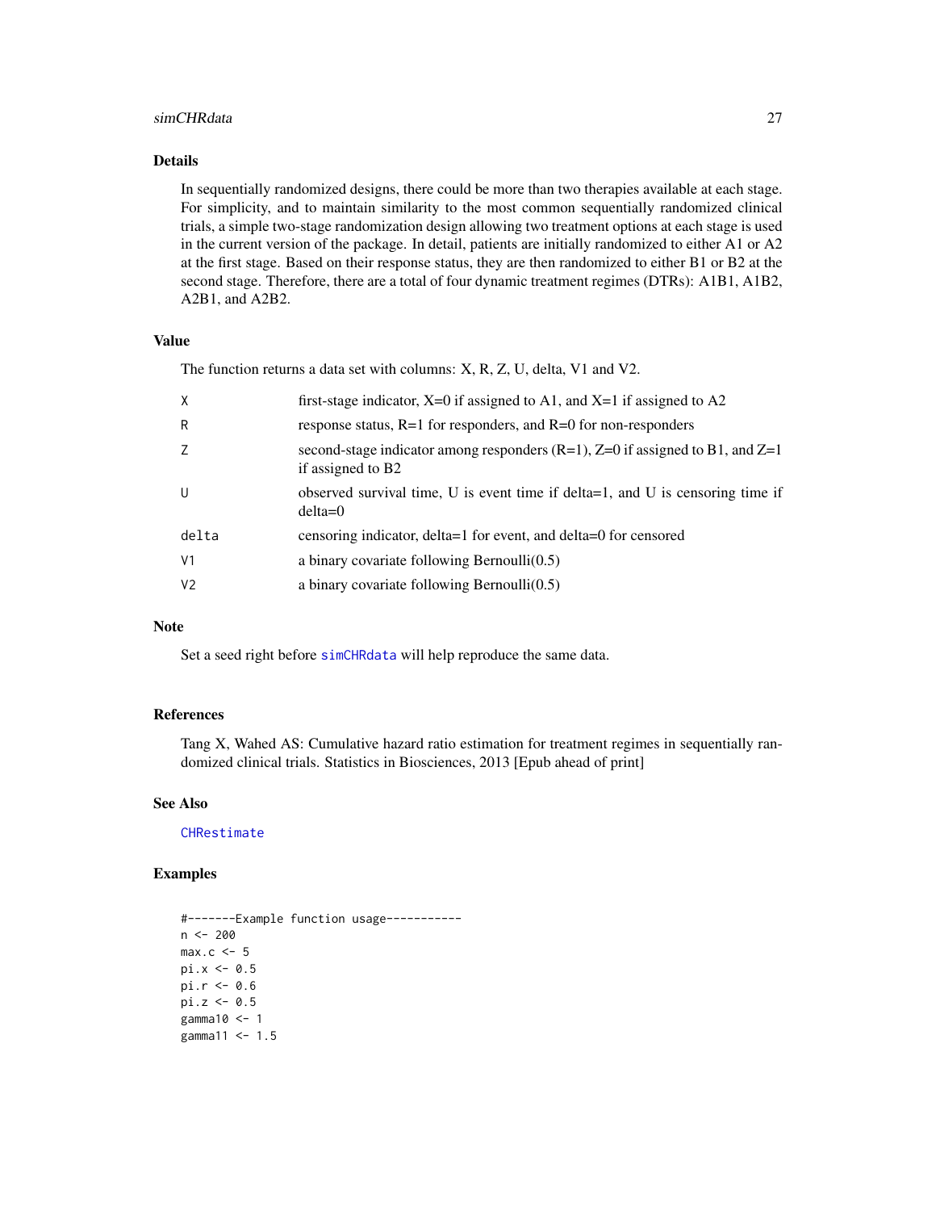## Details

In sequentially randomized designs, there could be more than two therapies available at each stage. For simplicity, and to maintain similarity to the most common sequentially randomized clinical trials, a simple two-stage randomization design allowing two treatment options at each stage is used in the current version of the package. In detail, patients are initially randomized to either A1 or A2 at the first stage. Based on their response status, they are then randomized to either B1 or B2 at the second stage. Therefore, there are a total of four dynamic treatment regimes (DTRs): A1B1, A1B2, A2B1, and A2B2.

## Value

The function returns a data set with columns: X, R, Z, U, delta, V1 and V2.

| | |
|---|---|
| `X` | first-stage indicator, X=0 if assigned to A1, and X=1 if assigned to A2 |
| `R` | response status, R=1 for responders, and R=0 for non-responders |
| `Z` | second-stage indicator among responders (R=1), Z=0 if assigned to B1, and Z=1 if assigned to B2 |
| `U` | observed survival time, U is event time if delta=1, and U is censoring time if delta=0 |
| `delta` | censoring indicator, delta=1 for event, and delta=0 for censored |
| `V1` | a binary covariate following Bernoulli(0.5) |
| `V2` | a binary covariate following Bernoulli(0.5) |

## Note

Set a seed right before `simCHRdata` will help reproduce the same data.

## References

Tang X, Wahed AS: Cumulative hazard ratio estimation for treatment regimes in sequentially randomized clinical trials. Statistics in Biosciences, 2013 [Epub ahead of print]

## See Also

`CHRestimate`

## Examples

```
#-------Example function usage-----------
n <- 200
max.c <- 5
pi.x <- 0.5
pi.r <- 0.6
pi.z <- 0.5
gamma10 <- 1
gamma11 <- 1.5
```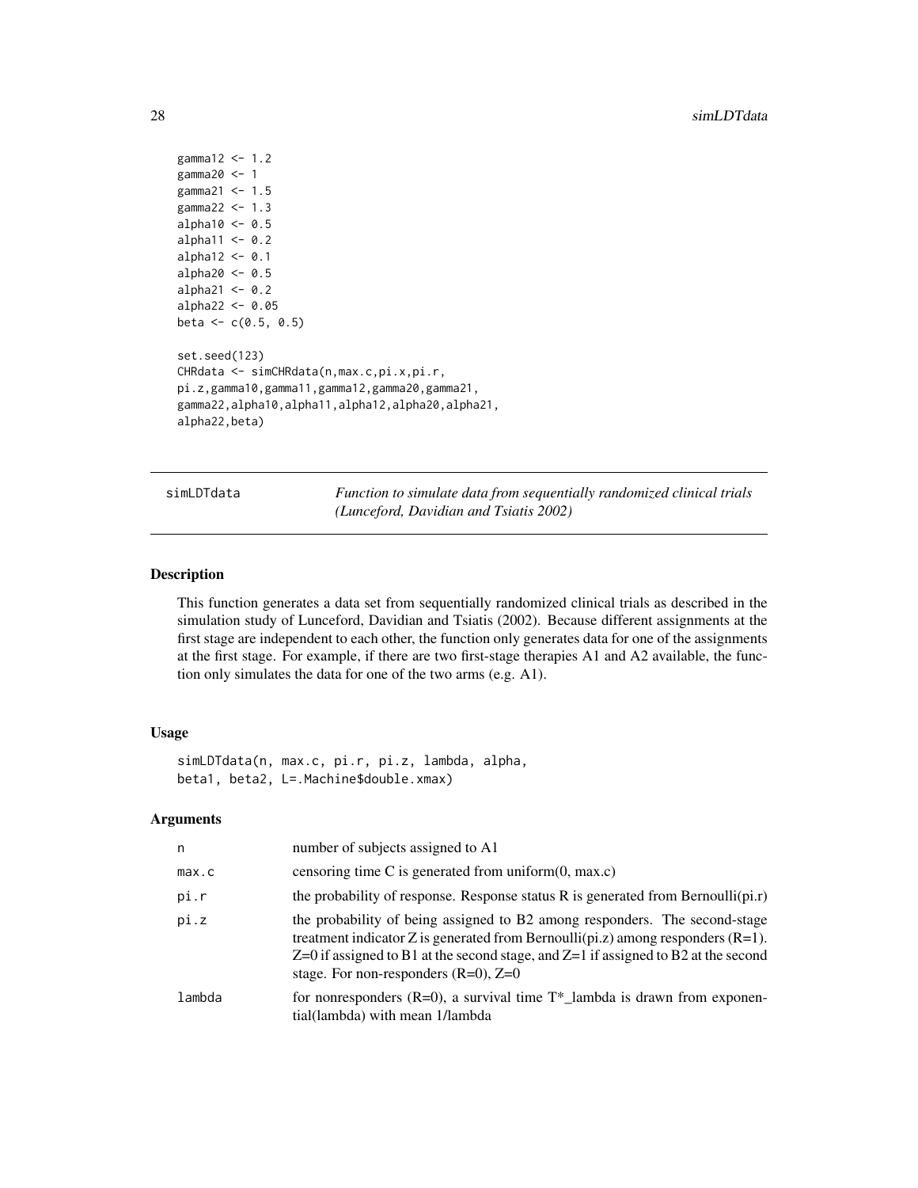```
gamma12 <- 1.2
gamma20 <- 1
gamma21 <- 1.5
gamma22 <- 1.3
alpha10 <- 0.5
alpha11 <- 0.2
alpha12 <- 0.1
alpha20 <- 0.5
alpha21 <- 0.2
alpha22 <- 0.05
beta <- c(0.5, 0.5)

set.seed(123)
CHRdata <- simCHRdata(n,max.c,pi.x,pi.r,
pi.z,gamma10,gamma11,gamma12,gamma20,gamma21,
gamma22,alpha10,alpha11,alpha12,alpha20,alpha21,
alpha22,beta)
```

---

## simLDTdata *Function to simulate data from sequentially randomized clinical trials (Lunceford, Davidian and Tsiatis 2002)*

---

### Description

This function generates a data set from sequentially randomized clinical trials as described in the simulation study of Lunceford, Davidian and Tsiatis (2002). Because different assignments at the first stage are independent to each other, the function only generates data for one of the assignments at the first stage. For example, if there are two first-stage therapies A1 and A2 available, the function only simulates the data for one of the two arms (e.g. A1).

### Usage

```
simLDTdata(n, max.c, pi.r, pi.z, lambda, alpha,
beta1, beta2, L=.Machine$double.xmax)
```

### Arguments

| | |
|---|---|
| n | number of subjects assigned to A1 |
| max.c | censoring time C is generated from uniform(0, max.c) |
| pi.r | the probability of response. Response status R is generated from Bernoulli(pi.r) |
| pi.z | the probability of being assigned to B2 among responders. The second-stage treatment indicator Z is generated from Bernoulli(pi.z) among responders (R=1). Z=0 if assigned to B1 at the second stage, and Z=1 if assigned to B2 at the second stage. For non-responders (R=0), Z=0 |
| lambda | for nonresponders (R=0), a survival time T*_lambda is drawn from exponential(lambda) with mean 1/lambda |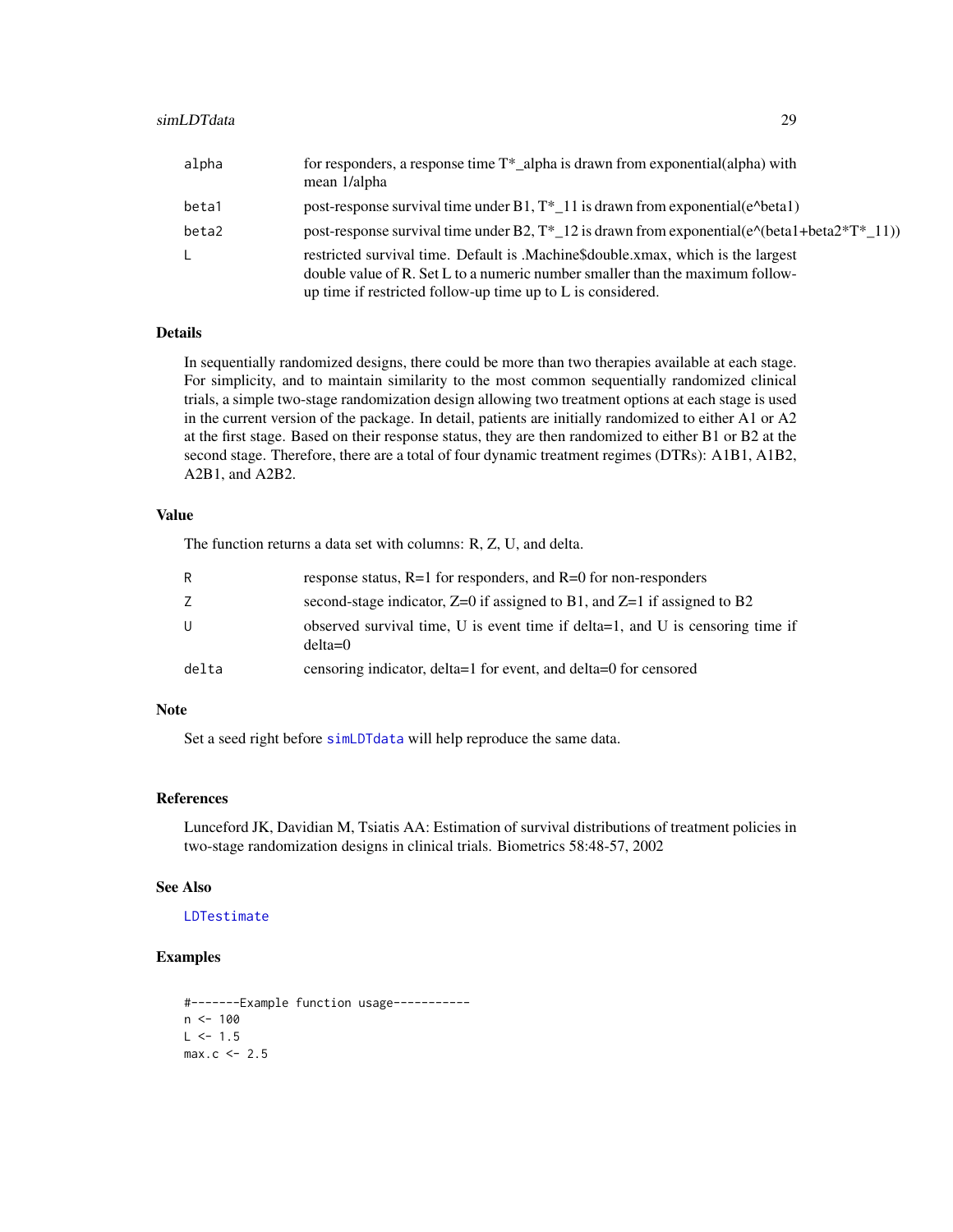| | |
|---|---|
| alpha | for responders, a response time T*_alpha is drawn from exponential(alpha) with mean 1/alpha |
| beta1 | post-response survival time under B1, T*_11 is drawn from exponential(e^beta1) |
| beta2 | post-response survival time under B2, T*_12 is drawn from exponential(e^(beta1+beta2*T*_11)) |
| L | restricted survival time. Default is .Machine$double.xmax, which is the largest double value of R. Set L to a numeric number smaller than the maximum follow-up time if restricted follow-up time up to L is considered. |

## Details

In sequentially randomized designs, there could be more than two therapies available at each stage. For simplicity, and to maintain similarity to the most common sequentially randomized clinical trials, a simple two-stage randomization design allowing two treatment options at each stage is used in the current version of the package. In detail, patients are initially randomized to either A1 or A2 at the first stage. Based on their response status, they are then randomized to either B1 or B2 at the second stage. Therefore, there are a total of four dynamic treatment regimes (DTRs): A1B1, A1B2, A2B1, and A2B2.

## Value

The function returns a data set with columns: R, Z, U, and delta.

| | |
|---|---|
| R | response status, R=1 for responders, and R=0 for non-responders |
| Z | second-stage indicator, Z=0 if assigned to B1, and Z=1 if assigned to B2 |
| U | observed survival time, U is event time if delta=1, and U is censoring time if delta=0 |
| delta | censoring indicator, delta=1 for event, and delta=0 for censored |

## Note

Set a seed right before `simLDTdata` will help reproduce the same data.

## References

Lunceford JK, Davidian M, Tsiatis AA: Estimation of survival distributions of treatment policies in two-stage randomization designs in clinical trials. Biometrics 58:48-57, 2002

## See Also

`LDTestimate`

## Examples

```
#-------Example function usage-----------
n <- 100
L <- 1.5
max.c <- 2.5
```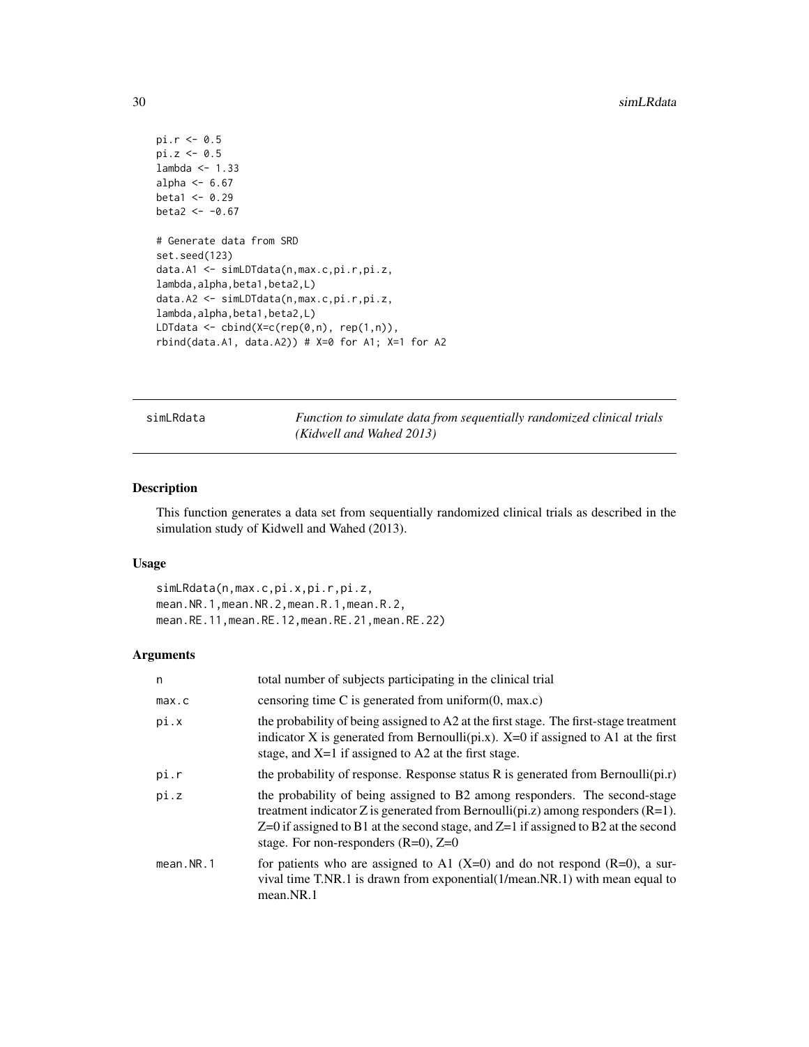```
pi.r <- 0.5
pi.z <- 0.5
lambda <- 1.33
alpha <- 6.67
beta1 <- 0.29
beta2 <- -0.67

# Generate data from SRD
set.seed(123)
data.A1 <- simLDTdata(n,max.c,pi.r,pi.z,
lambda,alpha,beta1,beta2,L)
data.A2 <- simLDTdata(n,max.c,pi.r,pi.z,
lambda,alpha,beta1,beta2,L)
LDTdata <- cbind(X=c(rep(0,n), rep(1,n)),
rbind(data.A1, data.A2)) # X=0 for A1; X=1 for A2
```

## simLRdata — *Function to simulate data from sequentially randomized clinical trials (Kidwell and Wahed 2013)*

### Description

This function generates a data set from sequentially randomized clinical trials as described in the simulation study of Kidwell and Wahed (2013).

### Usage

```
simLRdata(n,max.c,pi.x,pi.r,pi.z,
mean.NR.1,mean.NR.2,mean.R.1,mean.R.2,
mean.RE.11,mean.RE.12,mean.RE.21,mean.RE.22)
```

### Arguments

| | |
|---|---|
| n | total number of subjects participating in the clinical trial |
| max.c | censoring time C is generated from uniform(0, max.c) |
| pi.x | the probability of being assigned to A2 at the first stage. The first-stage treatment indicator X is generated from Bernoulli(pi.x). X=0 if assigned to A1 at the first stage, and X=1 if assigned to A2 at the first stage. |
| pi.r | the probability of response. Response status R is generated from Bernoulli(pi.r) |
| pi.z | the probability of being assigned to B2 among responders. The second-stage treatment indicator Z is generated from Bernoulli(pi.z) among responders (R=1). Z=0 if assigned to B1 at the second stage, and Z=1 if assigned to B2 at the second stage. For non-responders (R=0), Z=0 |
| mean.NR.1 | for patients who are assigned to A1 (X=0) and do not respond (R=0), a survival time T.NR.1 is drawn from exponential(1/mean.NR.1) with mean equal to mean.NR.1 |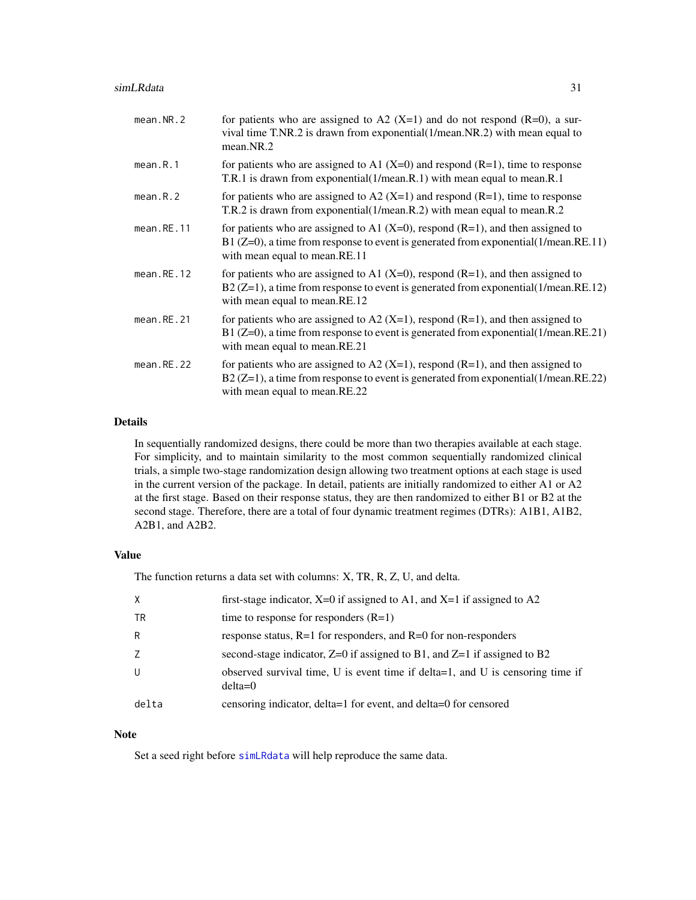| | |
|---|---|
| `mean.NR.2` | for patients who are assigned to A2 (X=1) and do not respond (R=0), a survival time T.NR.2 is drawn from exponential(1/mean.NR.2) with mean equal to mean.NR.2 |
| `mean.R.1` | for patients who are assigned to A1 (X=0) and respond (R=1), time to response T.R.1 is drawn from exponential(1/mean.R.1) with mean equal to mean.R.1 |
| `mean.R.2` | for patients who are assigned to A2 (X=1) and respond (R=1), time to response T.R.2 is drawn from exponential(1/mean.R.2) with mean equal to mean.R.2 |
| `mean.RE.11` | for patients who are assigned to A1 (X=0), respond (R=1), and then assigned to B1 (Z=0), a time from response to event is generated from exponential(1/mean.RE.11) with mean equal to mean.RE.11 |
| `mean.RE.12` | for patients who are assigned to A1 (X=0), respond (R=1), and then assigned to B2 (Z=1), a time from response to event is generated from exponential(1/mean.RE.12) with mean equal to mean.RE.12 |
| `mean.RE.21` | for patients who are assigned to A2 (X=1), respond (R=1), and then assigned to B1 (Z=0), a time from response to event is generated from exponential(1/mean.RE.21) with mean equal to mean.RE.21 |
| `mean.RE.22` | for patients who are assigned to A2 (X=1), respond (R=1), and then assigned to B2 (Z=1), a time from response to event is generated from exponential(1/mean.RE.22) with mean equal to mean.RE.22 |

## Details

In sequentially randomized designs, there could be more than two therapies available at each stage. For simplicity, and to maintain similarity to the most common sequentially randomized clinical trials, a simple two-stage randomization design allowing two treatment options at each stage is used in the current version of the package. In detail, patients are initially randomized to either A1 or A2 at the first stage. Based on their response status, they are then randomized to either B1 or B2 at the second stage. Therefore, there are a total of four dynamic treatment regimes (DTRs): A1B1, A1B2, A2B1, and A2B2.

## Value

The function returns a data set with columns: X, TR, R, Z, U, and delta.

| | |
|---|---|
| `X` | first-stage indicator, X=0 if assigned to A1, and X=1 if assigned to A2 |
| `TR` | time to response for responders (R=1) |
| `R` | response status, R=1 for responders, and R=0 for non-responders |
| `Z` | second-stage indicator, Z=0 if assigned to B1, and Z=1 if assigned to B2 |
| `U` | observed survival time, U is event time if delta=1, and U is censoring time if delta=0 |
| `delta` | censoring indicator, delta=1 for event, and delta=0 for censored |

## Note

Set a seed right before `simLRdata` will help reproduce the same data.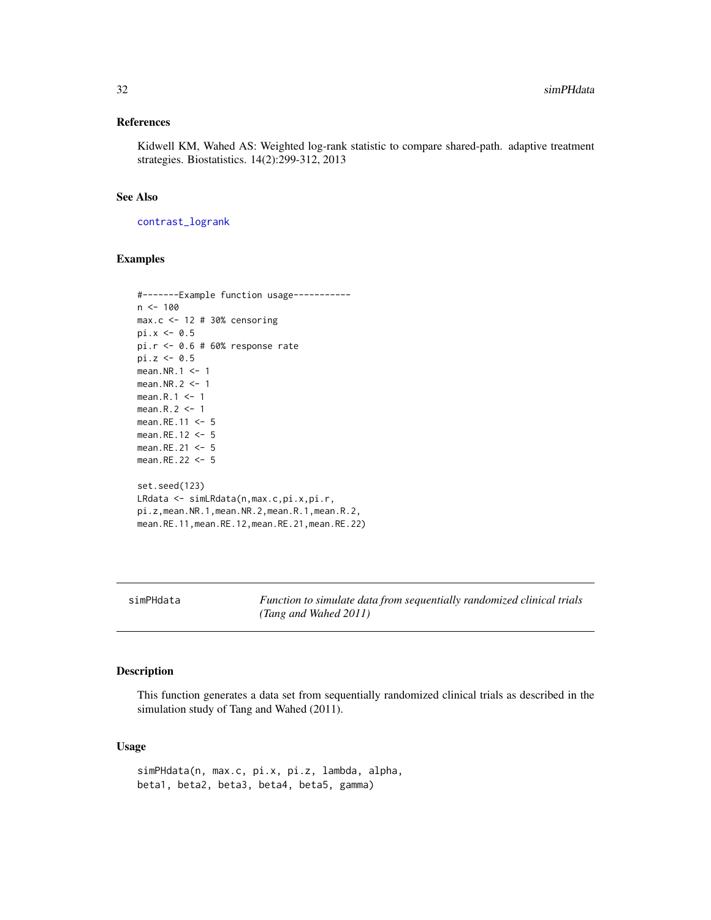## References

Kidwell KM, Wahed AS: Weighted log-rank statistic to compare shared-path. adaptive treatment strategies. Biostatistics. 14(2):299-312, 2013

## See Also

contrast_logrank

## Examples

```
#-------Example function usage-----------
n <- 100
max.c <- 12 # 30% censoring
pi.x <- 0.5
pi.r <- 0.6 # 60% response rate
pi.z <- 0.5
mean.NR.1 <- 1
mean.NR.2 <- 1
mean.R.1 <- 1
mean.R.2 <- 1
mean.RE.11 <- 5
mean.RE.12 <- 5
mean.RE.21 <- 5
mean.RE.22 <- 5

set.seed(123)
LRdata <- simLRdata(n,max.c,pi.x,pi.r,
pi.z,mean.NR.1,mean.NR.2,mean.R.1,mean.R.2,
mean.RE.11,mean.RE.12,mean.RE.21,mean.RE.22)
```

---

# simPHdata — *Function to simulate data from sequentially randomized clinical trials (Tang and Wahed 2011)*

---

## Description

This function generates a data set from sequentially randomized clinical trials as described in the simulation study of Tang and Wahed (2011).

## Usage

```
simPHdata(n, max.c, pi.x, pi.z, lambda, alpha,
beta1, beta2, beta3, beta4, beta5, gamma)
```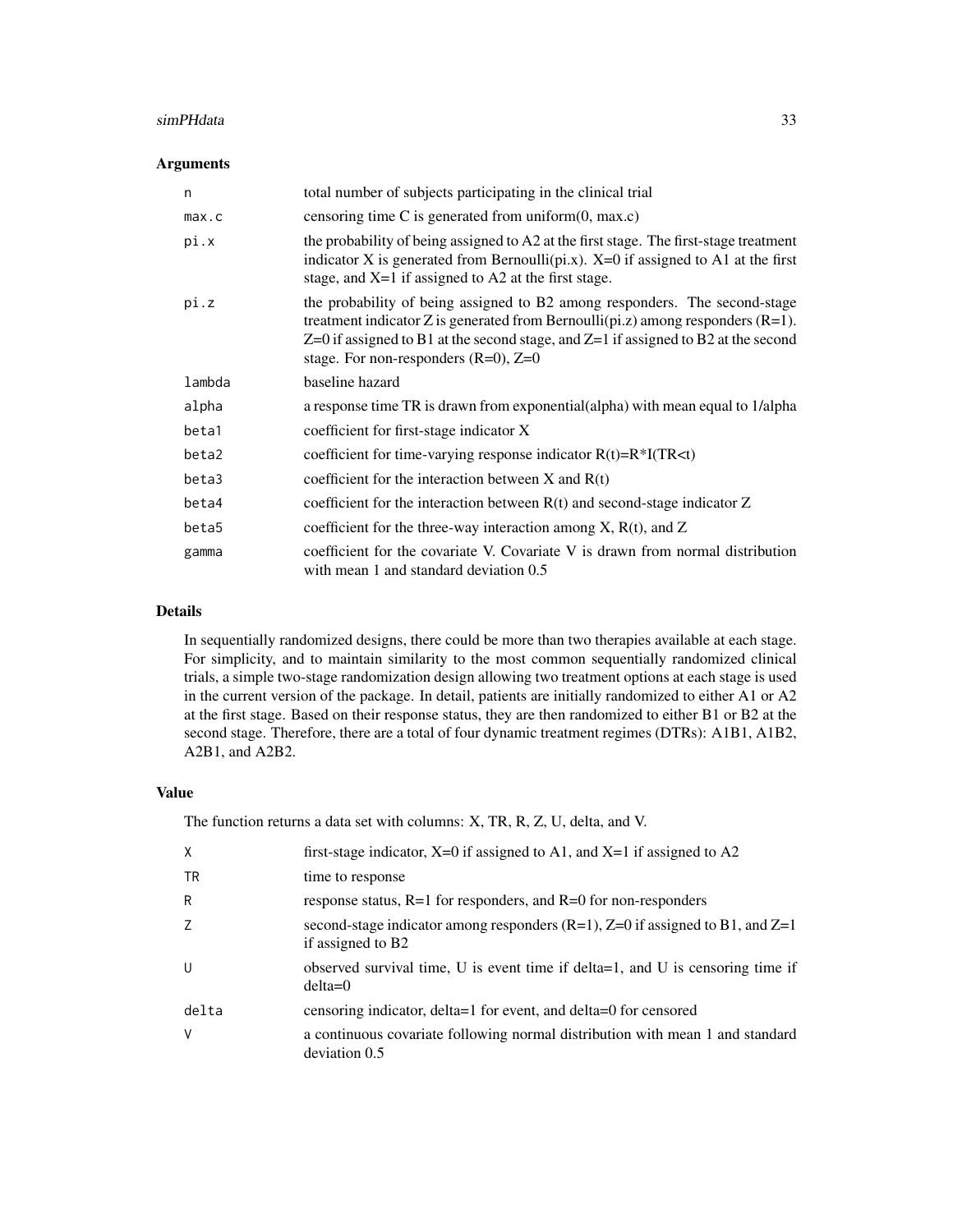## Arguments

| | |
|---|---|
| n | total number of subjects participating in the clinical trial |
| max.c | censoring time C is generated from uniform(0, max.c) |
| pi.x | the probability of being assigned to A2 at the first stage. The first-stage treatment indicator X is generated from Bernoulli(pi.x). X=0 if assigned to A1 at the first stage, and X=1 if assigned to A2 at the first stage. |
| pi.z | the probability of being assigned to B2 among responders. The second-stage treatment indicator Z is generated from Bernoulli(pi.z) among responders (R=1). Z=0 if assigned to B1 at the second stage, and Z=1 if assigned to B2 at the second stage. For non-responders (R=0), Z=0 |
| lambda | baseline hazard |
| alpha | a response time TR is drawn from exponential(alpha) with mean equal to 1/alpha |
| beta1 | coefficient for first-stage indicator X |
| beta2 | coefficient for time-varying response indicator R(t)=R*I(TR<t) |
| beta3 | coefficient for the interaction between X and R(t) |
| beta4 | coefficient for the interaction between R(t) and second-stage indicator Z |
| beta5 | coefficient for the three-way interaction among X, R(t), and Z |
| gamma | coefficient for the covariate V. Covariate V is drawn from normal distribution with mean 1 and standard deviation 0.5 |

## Details

In sequentially randomized designs, there could be more than two therapies available at each stage. For simplicity, and to maintain similarity to the most common sequentially randomized clinical trials, a simple two-stage randomization design allowing two treatment options at each stage is used in the current version of the package. In detail, patients are initially randomized to either A1 or A2 at the first stage. Based on their response status, they are then randomized to either B1 or B2 at the second stage. Therefore, there are a total of four dynamic treatment regimes (DTRs): A1B1, A1B2, A2B1, and A2B2.

## Value

The function returns a data set with columns: X, TR, R, Z, U, delta, and V.

| | |
|---|---|
| X | first-stage indicator, X=0 if assigned to A1, and X=1 if assigned to A2 |
| TR | time to response |
| R | response status, R=1 for responders, and R=0 for non-responders |
| Z | second-stage indicator among responders (R=1), Z=0 if assigned to B1, and Z=1 if assigned to B2 |
| U | observed survival time, U is event time if delta=1, and U is censoring time if delta=0 |
| delta | censoring indicator, delta=1 for event, and delta=0 for censored |
| V | a continuous covariate following normal distribution with mean 1 and standard deviation 0.5 |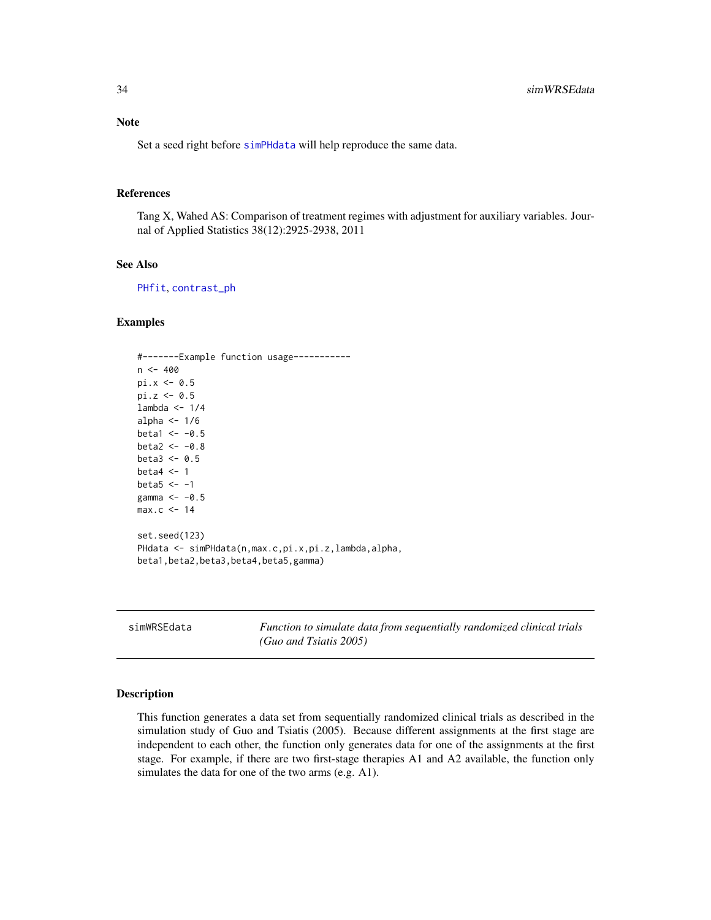## Note

Set a seed right before simPHdata will help reproduce the same data.

## References

Tang X, Wahed AS: Comparison of treatment regimes with adjustment for auxiliary variables. Journal of Applied Statistics 38(12):2925-2938, 2011

## See Also

PHfit, contrast_ph

## Examples

```
#-------Example function usage-----------
n <- 400
pi.x <- 0.5
pi.z <- 0.5
lambda <- 1/4
alpha <- 1/6
beta1 <- -0.5
beta2 <- -0.8
beta3 <- 0.5
beta4 <- 1
beta5 <- -1
gamma <- -0.5
max.c <- 14

set.seed(123)
PHdata <- simPHdata(n,max.c,pi.x,pi.z,lambda,alpha,
beta1,beta2,beta3,beta4,beta5,gamma)
```

---

# simWRSEdata    *Function to simulate data from sequentially randomized clinical trials (Guo and Tsiatis 2005)*

---

## Description

This function generates a data set from sequentially randomized clinical trials as described in the simulation study of Guo and Tsiatis (2005). Because different assignments at the first stage are independent to each other, the function only generates data for one of the assignments at the first stage. For example, if there are two first-stage therapies A1 and A2 available, the function only simulates the data for one of the two arms (e.g. A1).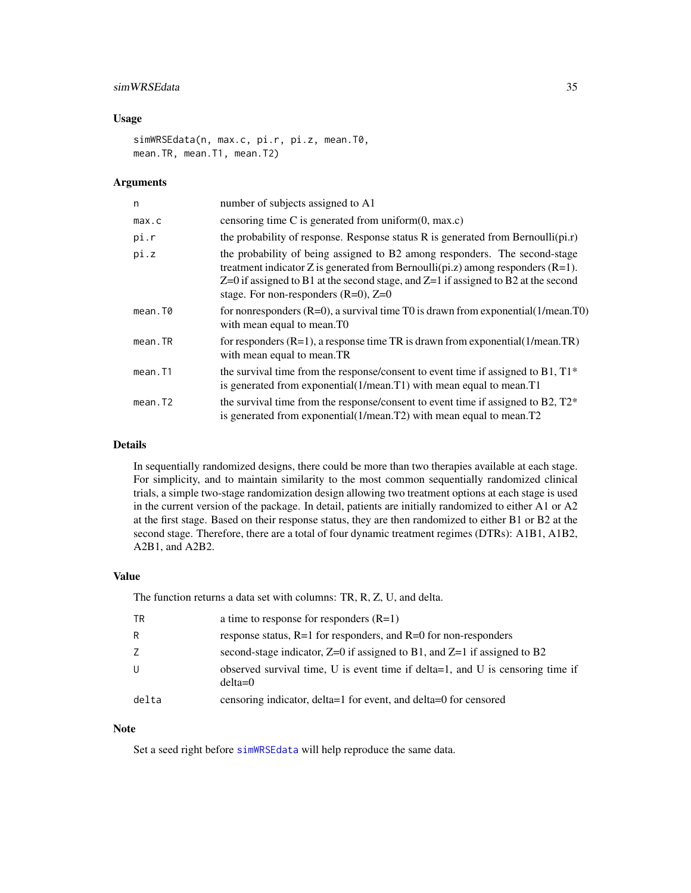## Usage

```
simWRSEdata(n, max.c, pi.r, pi.z, mean.T0,
mean.TR, mean.T1, mean.T2)
```

## Arguments

| | |
|---|---|
| n | number of subjects assigned to A1 |
| max.c | censoring time C is generated from uniform(0, max.c) |
| pi.r | the probability of response. Response status R is generated from Bernoulli(pi.r) |
| pi.z | the probability of being assigned to B2 among responders. The second-stage treatment indicator Z is generated from Bernoulli(pi.z) among responders (R=1). Z=0 if assigned to B1 at the second stage, and Z=1 if assigned to B2 at the second stage. For non-responders (R=0), Z=0 |
| mean.T0 | for nonresponders (R=0), a survival time T0 is drawn from exponential(1/mean.T0) with mean equal to mean.T0 |
| mean.TR | for responders (R=1), a response time TR is drawn from exponential(1/mean.TR) with mean equal to mean.TR |
| mean.T1 | the survival time from the response/consent to event time if assigned to B1, T1* is generated from exponential(1/mean.T1) with mean equal to mean.T1 |
| mean.T2 | the survival time from the response/consent to event time if assigned to B2, T2* is generated from exponential(1/mean.T2) with mean equal to mean.T2 |

## Details

In sequentially randomized designs, there could be more than two therapies available at each stage. For simplicity, and to maintain similarity to the most common sequentially randomized clinical trials, a simple two-stage randomization design allowing two treatment options at each stage is used in the current version of the package. In detail, patients are initially randomized to either A1 or A2 at the first stage. Based on their response status, they are then randomized to either B1 or B2 at the second stage. Therefore, there are a total of four dynamic treatment regimes (DTRs): A1B1, A1B2, A2B1, and A2B2.

## Value

The function returns a data set with columns: TR, R, Z, U, and delta.

| | |
|---|---|
| TR | a time to response for responders (R=1) |
| R | response status, R=1 for responders, and R=0 for non-responders |
| Z | second-stage indicator, Z=0 if assigned to B1, and Z=1 if assigned to B2 |
| U | observed survival time, U is event time if delta=1, and U is censoring time if delta=0 |
| delta | censoring indicator, delta=1 for event, and delta=0 for censored |

## Note

Set a seed right before simWRSEdata will help reproduce the same data.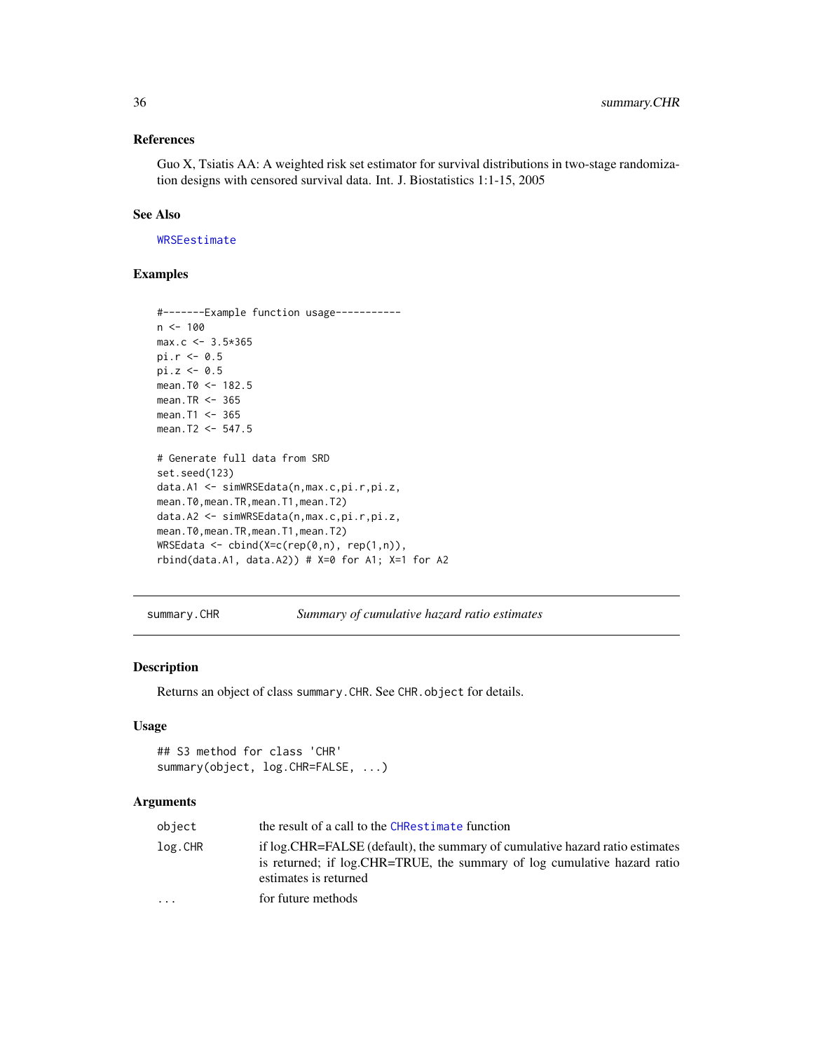### References

Guo X, Tsiatis AA: A weighted risk set estimator for survival distributions in two-stage randomization designs with censored survival data. Int. J. Biostatistics 1:1-15, 2005

### See Also

WRSEestimate

### Examples

```
#-------Example function usage-----------
n <- 100
max.c <- 3.5*365
pi.r <- 0.5
pi.z <- 0.5
mean.T0 <- 182.5
mean.TR <- 365
mean.T1 <- 365
mean.T2 <- 547.5

# Generate full data from SRD
set.seed(123)
data.A1 <- simWRSEdata(n,max.c,pi.r,pi.z,
mean.T0,mean.TR,mean.T1,mean.T2)
data.A2 <- simWRSEdata(n,max.c,pi.r,pi.z,
mean.T0,mean.TR,mean.T1,mean.T2)
WRSEdata <- cbind(X=c(rep(0,n), rep(1,n)),
rbind(data.A1, data.A2)) # X=0 for A1; X=1 for A2
```

---

## summary.CHR — *Summary of cumulative hazard ratio estimates*

### Description

Returns an object of class `summary.CHR`. See `CHR.object` for details.

### Usage

```
## S3 method for class 'CHR'
summary(object, log.CHR=FALSE, ...)
```

### Arguments

| | |
|---|---|
| `object` | the result of a call to the `CHRestimate` function |
| `log.CHR` | if log.CHR=FALSE (default), the summary of cumulative hazard ratio estimates is returned; if log.CHR=TRUE, the summary of log cumulative hazard ratio estimates is returned |
| `...` | for future methods |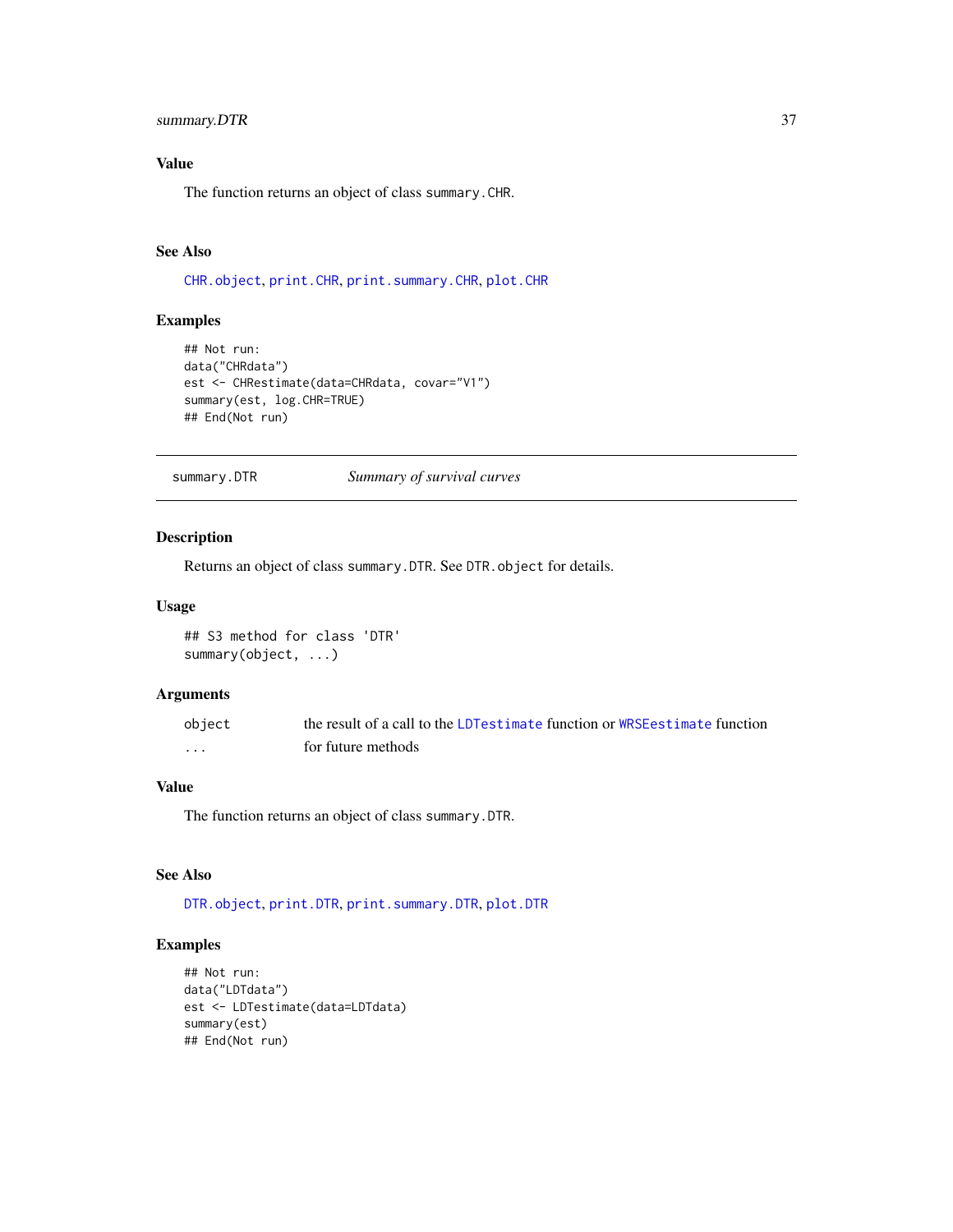## Value

The function returns an object of class `summary.CHR`.

## See Also

`CHR.object`, `print.CHR`, `print.summary.CHR`, `plot.CHR`

## Examples

```
## Not run:
data("CHRdata")
est <- CHRestimate(data=CHRdata, covar="V1")
summary(est, log.CHR=TRUE)
## End(Not run)
```

---

# summary.DTR — *Summary of survival curves*

## Description

Returns an object of class `summary.DTR`. See `DTR.object` for details.

## Usage

```
## S3 method for class 'DTR'
summary(object, ...)
```

## Arguments

| | |
|---|---|
| `object` | the result of a call to the `LDTestimate` function or `WRSEestimate` function |
| `...` | for future methods |

## Value

The function returns an object of class `summary.DTR`.

## See Also

`DTR.object`, `print.DTR`, `print.summary.DTR`, `plot.DTR`

## Examples

```
## Not run:
data("LDTdata")
est <- LDTestimate(data=LDTdata)
summary(est)
## End(Not run)
```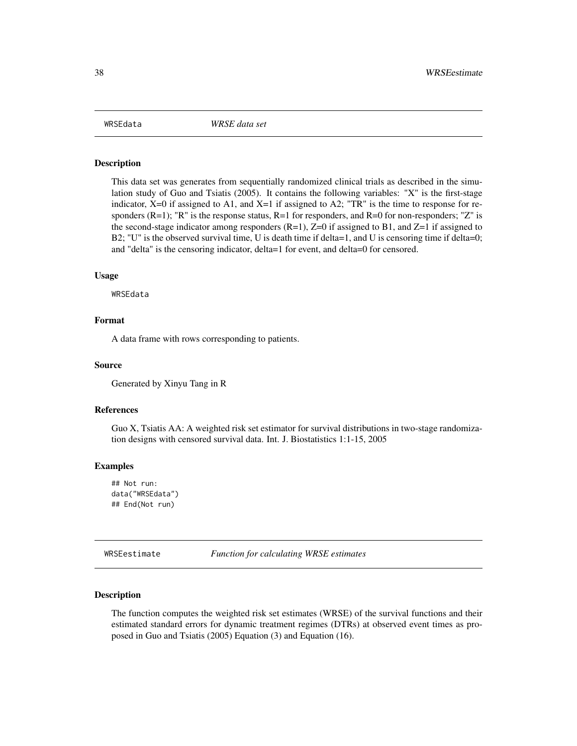WRSEdata *WRSE data set*

## Description

This data set was generates from sequentially randomized clinical trials as described in the simulation study of Guo and Tsiatis (2005). It contains the following variables: "X" is the first-stage indicator, X=0 if assigned to A1, and X=1 if assigned to A2; "TR" is the time to response for responders (R=1); "R" is the response status, R=1 for responders, and R=0 for non-responders; "Z" is the second-stage indicator among responders (R=1), Z=0 if assigned to B1, and Z=1 if assigned to B2; "U" is the observed survival time, U is death time if delta=1, and U is censoring time if delta=0; and "delta" is the censoring indicator, delta=1 for event, and delta=0 for censored.

## Usage

```
WRSEdata
```

## Format

A data frame with rows corresponding to patients.

## Source

Generated by Xinyu Tang in R

## References

Guo X, Tsiatis AA: A weighted risk set estimator for survival distributions in two-stage randomization designs with censored survival data. Int. J. Biostatistics 1:1-15, 2005

## Examples

```
## Not run:
data("WRSEdata")
## End(Not run)
```

---

WRSEestimate *Function for calculating WRSE estimates*

## Description

The function computes the weighted risk set estimates (WRSE) of the survival functions and their estimated standard errors for dynamic treatment regimes (DTRs) at observed event times as proposed in Guo and Tsiatis (2005) Equation (3) and Equation (16).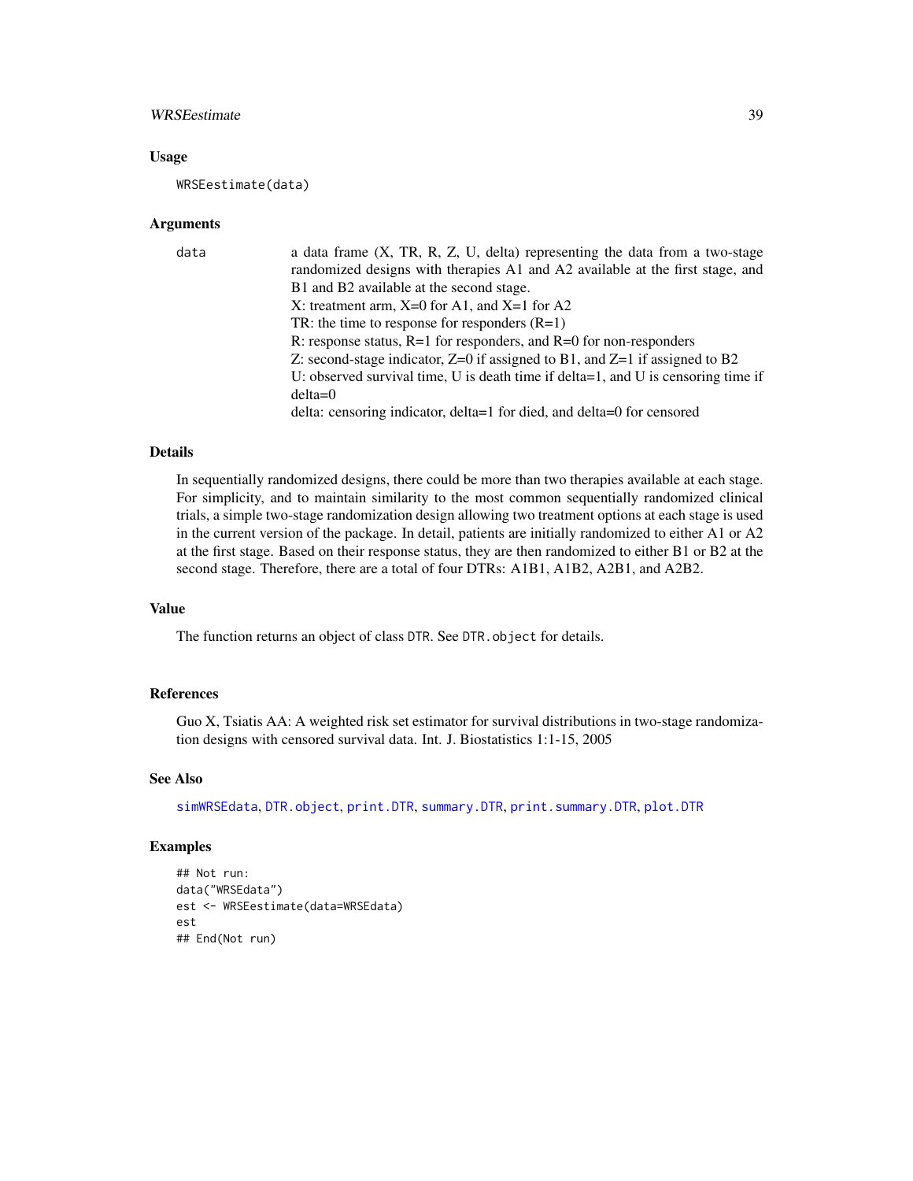### Usage

```
WRSEestimate(data)
```

### Arguments

| | |
|---|---|
| data | a data frame (X, TR, R, Z, U, delta) representing the data from a two-stage randomized designs with therapies A1 and A2 available at the first stage, and B1 and B2 available at the second stage.<br>X: treatment arm, X=0 for A1, and X=1 for A2<br>TR: the time to response for responders (R=1)<br>R: response status, R=1 for responders, and R=0 for non-responders<br>Z: second-stage indicator, Z=0 if assigned to B1, and Z=1 if assigned to B2<br>U: observed survival time, U is death time if delta=1, and U is censoring time if delta=0<br>delta: censoring indicator, delta=1 for died, and delta=0 for censored |

### Details

In sequentially randomized designs, there could be more than two therapies available at each stage. For simplicity, and to maintain similarity to the most common sequentially randomized clinical trials, a simple two-stage randomization design allowing two treatment options at each stage is used in the current version of the package. In detail, patients are initially randomized to either A1 or A2 at the first stage. Based on their response status, they are then randomized to either B1 or B2 at the second stage. Therefore, there are a total of four DTRs: A1B1, A1B2, A2B1, and A2B2.

### Value

The function returns an object of class `DTR`. See `DTR.object` for details.

### References

Guo X, Tsiatis AA: A weighted risk set estimator for survival distributions in two-stage randomization designs with censored survival data. Int. J. Biostatistics 1:1-15, 2005

### See Also

`simWRSEdata`, `DTR.object`, `print.DTR`, `summary.DTR`, `print.summary.DTR`, `plot.DTR`

### Examples

```
## Not run:
data("WRSEdata")
est <- WRSEestimate(data=WRSEdata)
est
## End(Not run)
```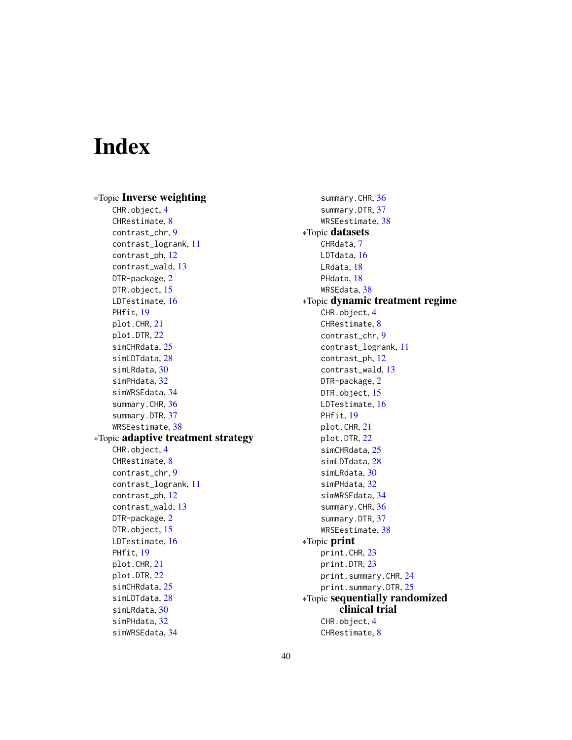# Index

*Topic **Inverse weighting**
- CHR.object, 4
- CHRestimate, 8
- contrast_chr, 9
- contrast_logrank, 11
- contrast_ph, 12
- contrast_wald, 13
- DTR-package, 2
- DTR.object, 15
- LDTestimate, 16
- PHfit, 19
- plot.CHR, 21
- plot.DTR, 22
- simCHRdata, 25
- simLDTdata, 28
- simLRdata, 30
- simPHdata, 32
- simWRSEdata, 34
- summary.CHR, 36
- summary.DTR, 37
- WRSEestimate, 38

*Topic **adaptive treatment strategy**
- CHR.object, 4
- CHRestimate, 8
- contrast_chr, 9
- contrast_logrank, 11
- contrast_ph, 12
- contrast_wald, 13
- DTR-package, 2
- DTR.object, 15
- LDTestimate, 16
- PHfit, 19
- plot.CHR, 21
- plot.DTR, 22
- simCHRdata, 25
- simLDTdata, 28
- simLRdata, 30
- simPHdata, 32
- simWRSEdata, 34
- summary.CHR, 36
- summary.DTR, 37
- WRSEestimate, 38

*Topic **datasets**
- CHRdata, 7
- LDTdata, 16
- LRdata, 18
- PHdata, 18
- WRSEdata, 38

*Topic **dynamic treatment regime**
- CHR.object, 4
- CHRestimate, 8
- contrast_chr, 9
- contrast_logrank, 11
- contrast_ph, 12
- contrast_wald, 13
- DTR-package, 2
- DTR.object, 15
- LDTestimate, 16
- PHfit, 19
- plot.CHR, 21
- plot.DTR, 22
- simCHRdata, 25
- simLDTdata, 28
- simLRdata, 30
- simPHdata, 32
- simWRSEdata, 34
- summary.CHR, 36
- summary.DTR, 37
- WRSEestimate, 38

*Topic **print**
- print.CHR, 23
- print.DTR, 23
- print.summary.CHR, 24
- print.summary.DTR, 25

*Topic **sequentially randomized clinical trial**
- CHR.object, 4
- CHRestimate, 8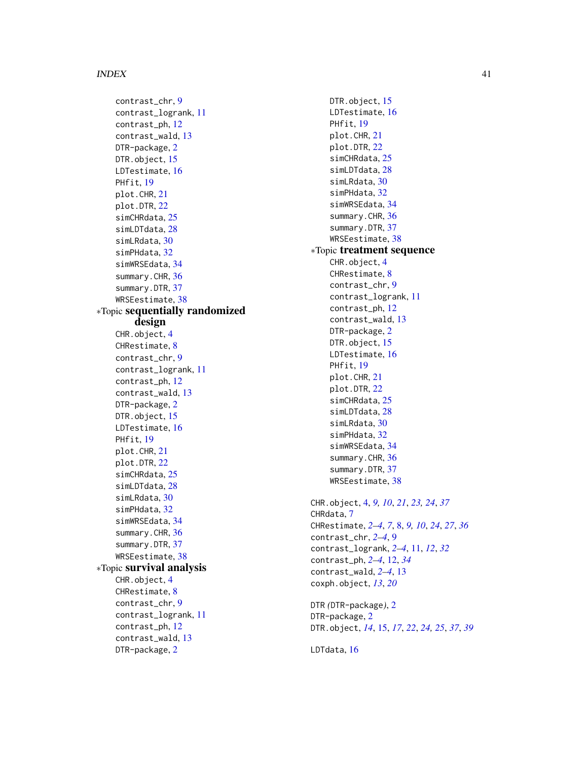contrast_chr, 9
contrast_logrank, 11
contrast_ph, 12
contrast_wald, 13
DTR-package, 2
DTR.object, 15
LDTestimate, 16
PHfit, 19
plot.CHR, 21
plot.DTR, 22
simCHRdata, 25
simLDTdata, 28
simLRdata, 30
simPHdata, 32
simWRSEdata, 34
summary.CHR, 36
summary.DTR, 37
WRSEestimate, 38

*Topic **sequentially randomized design**

CHR.object, 4
CHRestimate, 8
contrast_chr, 9
contrast_logrank, 11
contrast_ph, 12
contrast_wald, 13
DTR-package, 2
DTR.object, 15
LDTestimate, 16
PHfit, 19
plot.CHR, 21
plot.DTR, 22
simCHRdata, 25
simLDTdata, 28
simLRdata, 30
simPHdata, 32
simWRSEdata, 34
summary.CHR, 36
summary.DTR, 37
WRSEestimate, 38

*Topic **survival analysis**

CHR.object, 4
CHRestimate, 8
contrast_chr, 9
contrast_logrank, 11
contrast_ph, 12
contrast_wald, 13
DTR-package, 2
DTR.object, 15
LDTestimate, 16
PHfit, 19
plot.CHR, 21
plot.DTR, 22
simCHRdata, 25
simLDTdata, 28
simLRdata, 30
simPHdata, 32
simWRSEdata, 34
summary.CHR, 36
summary.DTR, 37
WRSEestimate, 38

*Topic **treatment sequence**

CHR.object, 4
CHRestimate, 8
contrast_chr, 9
contrast_logrank, 11
contrast_ph, 12
contrast_wald, 13
DTR-package, 2
DTR.object, 15
LDTestimate, 16
PHfit, 19
plot.CHR, 21
plot.DTR, 22
simCHRdata, 25
simLDTdata, 28
simLRdata, 30
simPHdata, 32
simWRSEdata, 34
summary.CHR, 36
summary.DTR, 37
WRSEestimate, 38

CHR.object, 4, *9, 10*, *21*, *23, 24*, *37*
CHRdata, 7
CHRestimate, *2–4*, *7*, 8, *9, 10*, *24*, *27*, *36*
contrast_chr, *2–4*, 9
contrast_logrank, *2–4*, 11, *12*, *32*
contrast_ph, *2–4*, 12, *34*
contrast_wald, *2–4*, 13
coxph.object, *13*, *20*

DTR *(*DTR-package*)*, 2
DTR-package, 2
DTR.object, *14*, 15, *17*, *22*, *24, 25*, *37*, *39*

LDTdata, 16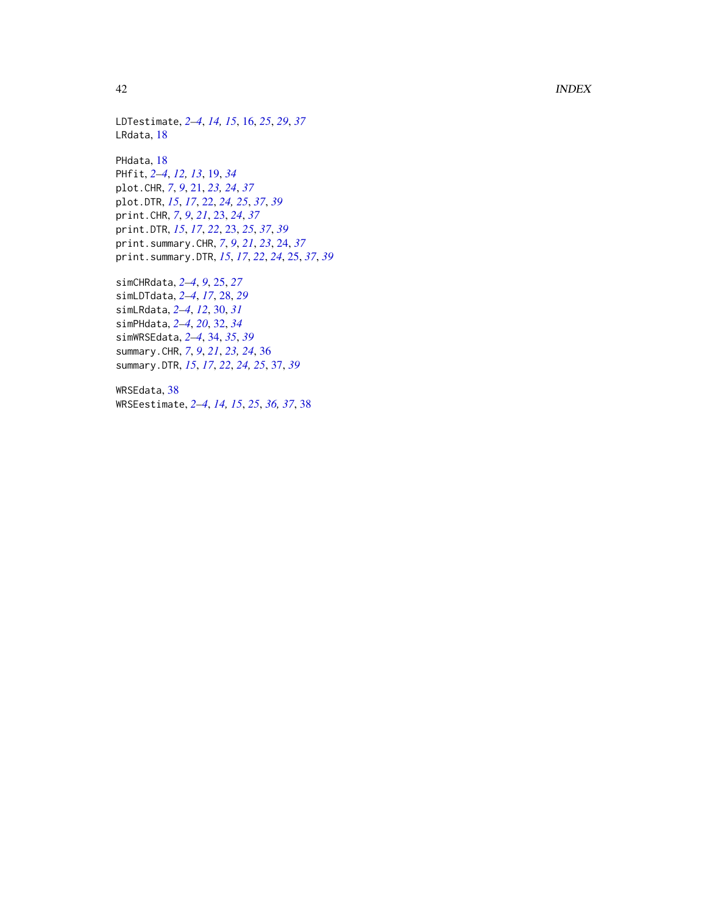LDTestimate, *2–4*, *14, 15*, 16, *25*, *29*, *37*
LRdata, 18

PHdata, 18
PHfit, *2–4*, *12, 13*, 19, *34*
plot.CHR, *7*, *9*, 21, *23, 24*, *37*
plot.DTR, *15*, *17*, 22, *24, 25*, *37*, *39*
print.CHR, *7*, *9*, *21*, 23, *24*, *37*
print.DTR, *15*, *17*, *22*, 23, *25*, *37*, *39*
print.summary.CHR, *7*, *9*, *21*, *23*, 24, *37*
print.summary.DTR, *15*, *17*, *22*, *24*, 25, *37*, *39*

simCHRdata, *2–4*, *9*, 25, *27*
simLDTdata, *2–4*, *17*, 28, *29*
simLRdata, *2–4*, *12*, 30, *31*
simPHdata, *2–4*, *20*, 32, *34*
simWRSEdata, *2–4*, 34, *35*, *39*
summary.CHR, *7*, *9*, *21*, *23, 24*, 36
summary.DTR, *15*, *17*, *22*, *24, 25*, 37, *39*

WRSEdata, 38
WRSEestimate, *2–4*, *14, 15*, *25*, *36, 37*, 38